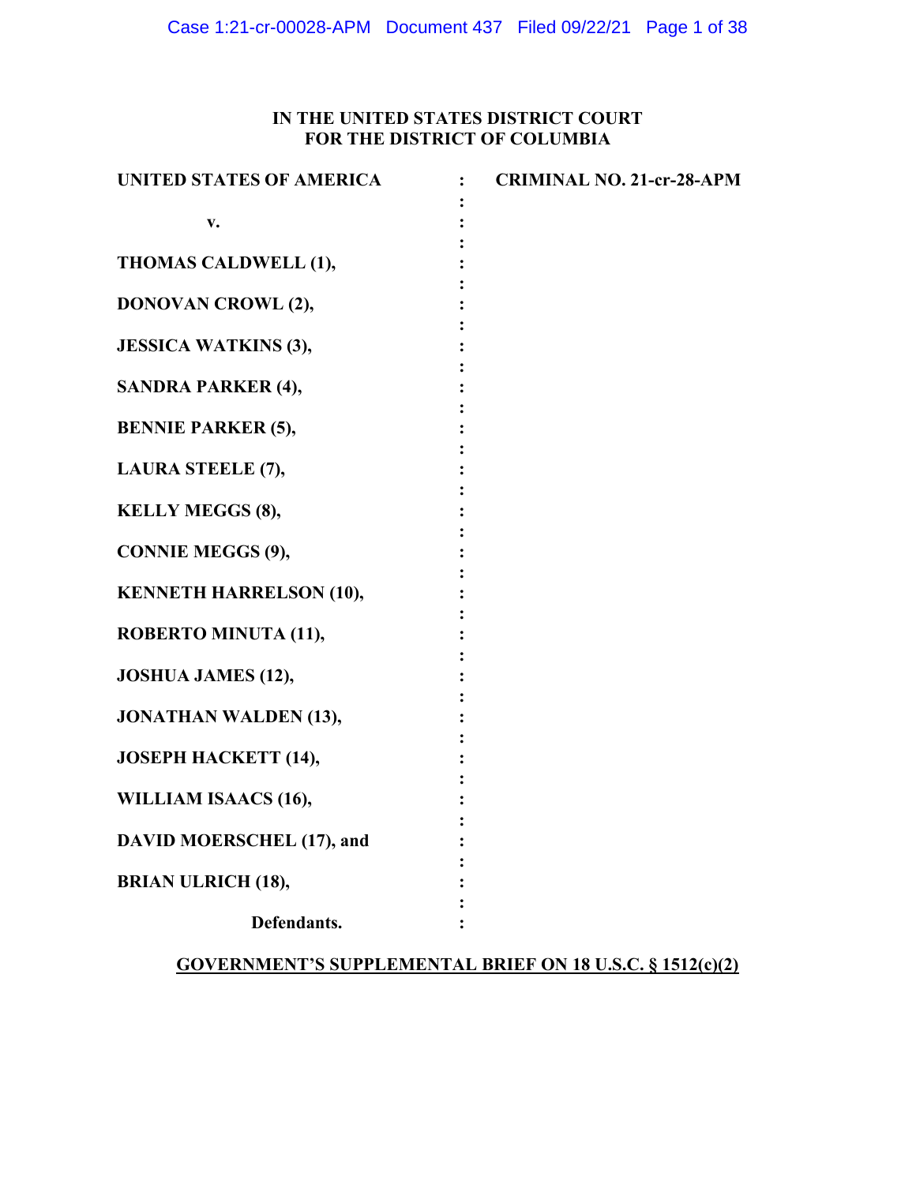**IN THE UNITED STATES DISTRICT COURT**
**FOR THE DISTRICT OF COLUMBIA**

| | | |
|---|---|---|
| **UNITED STATES OF AMERICA** | : | **CRIMINAL NO. 21-cr-28-APM** |
| | : | |
| **v.** | : | |
| | : | |
| **THOMAS CALDWELL (1),** | : | |
| | : | |
| **DONOVAN CROWL (2),** | : | |
| | : | |
| **JESSICA WATKINS (3),** | : | |
| | : | |
| **SANDRA PARKER (4),** | : | |
| | : | |
| **BENNIE PARKER (5),** | : | |
| | : | |
| **LAURA STEELE (7),** | : | |
| | : | |
| **KELLY MEGGS (8),** | : | |
| | : | |
| **CONNIE MEGGS (9),** | : | |
| | : | |
| **KENNETH HARRELSON (10),** | : | |
| | : | |
| **ROBERTO MINUTA (11),** | : | |
| | : | |
| **JOSHUA JAMES (12),** | : | |
| | : | |
| **JONATHAN WALDEN (13),** | : | |
| | : | |
| **JOSEPH HACKETT (14),** | : | |
| | : | |
| **WILLIAM ISAACS (16),** | : | |
| | : | |
| **DAVID MOERSCHEL (17), and** | : | |
| | : | |
| **BRIAN ULRICH (18),** | : | |
| | : | |
| **Defendants.** | : | |

**GOVERNMENT'S SUPPLEMENTAL BRIEF ON 18 U.S.C. § 1512(c)(2)**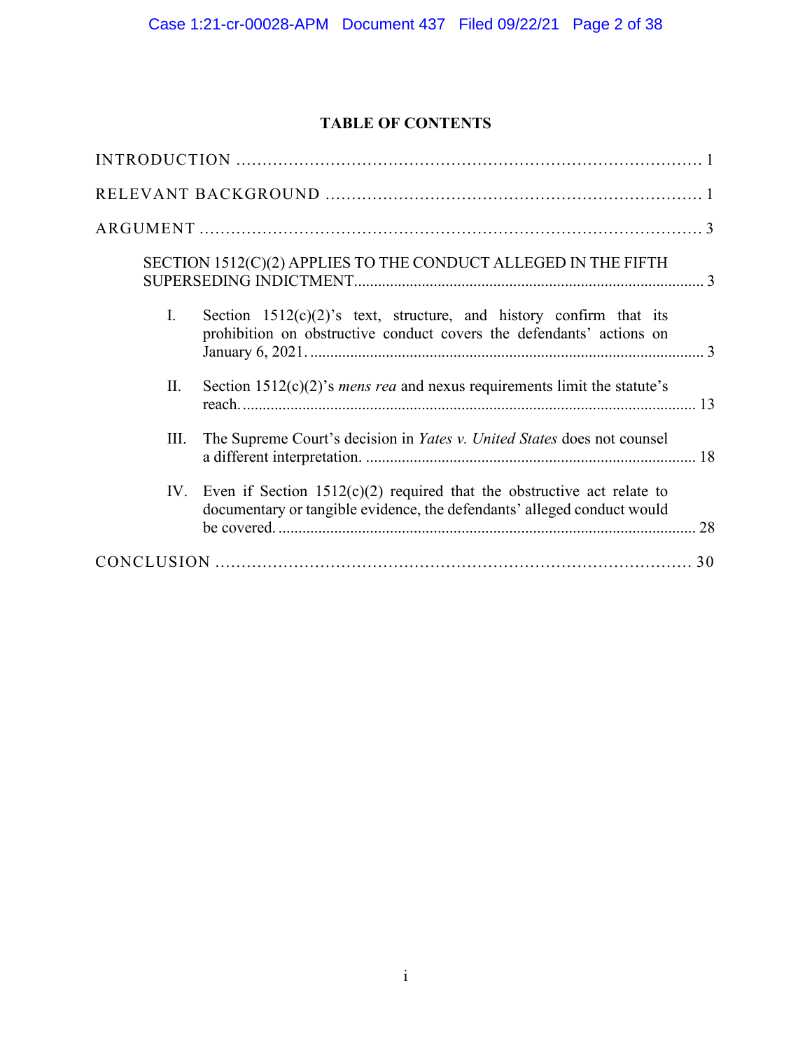## TABLE OF CONTENTS

INTRODUCTION ........................................................................................ 1

RELEVANT BACKGROUND ........................................................................ 1

ARGUMENT ............................................................................................... 3

SECTION 1512(C)(2) APPLIES TO THE CONDUCT ALLEGED IN THE FIFTH SUPERSEDING INDICTMENT....................................................................................... 3

I. Section 1512(c)(2)'s text, structure, and history confirm that its prohibition on obstructive conduct covers the defendants' actions on January 6, 2021. .................................................................................................. 3

II. Section 1512(c)(2)'s *mens rea* and nexus requirements limit the statute's reach. .................................................................................................................. 13

III. The Supreme Court's decision in *Yates v. United States* does not counsel a different interpretation. ................................................................................... 18

IV. Even if Section 1512(c)(2) required that the obstructive act relate to documentary or tangible evidence, the defendants' alleged conduct would be covered. ........................................................................................................ 28

CONCLUSION ........................................................................................... 30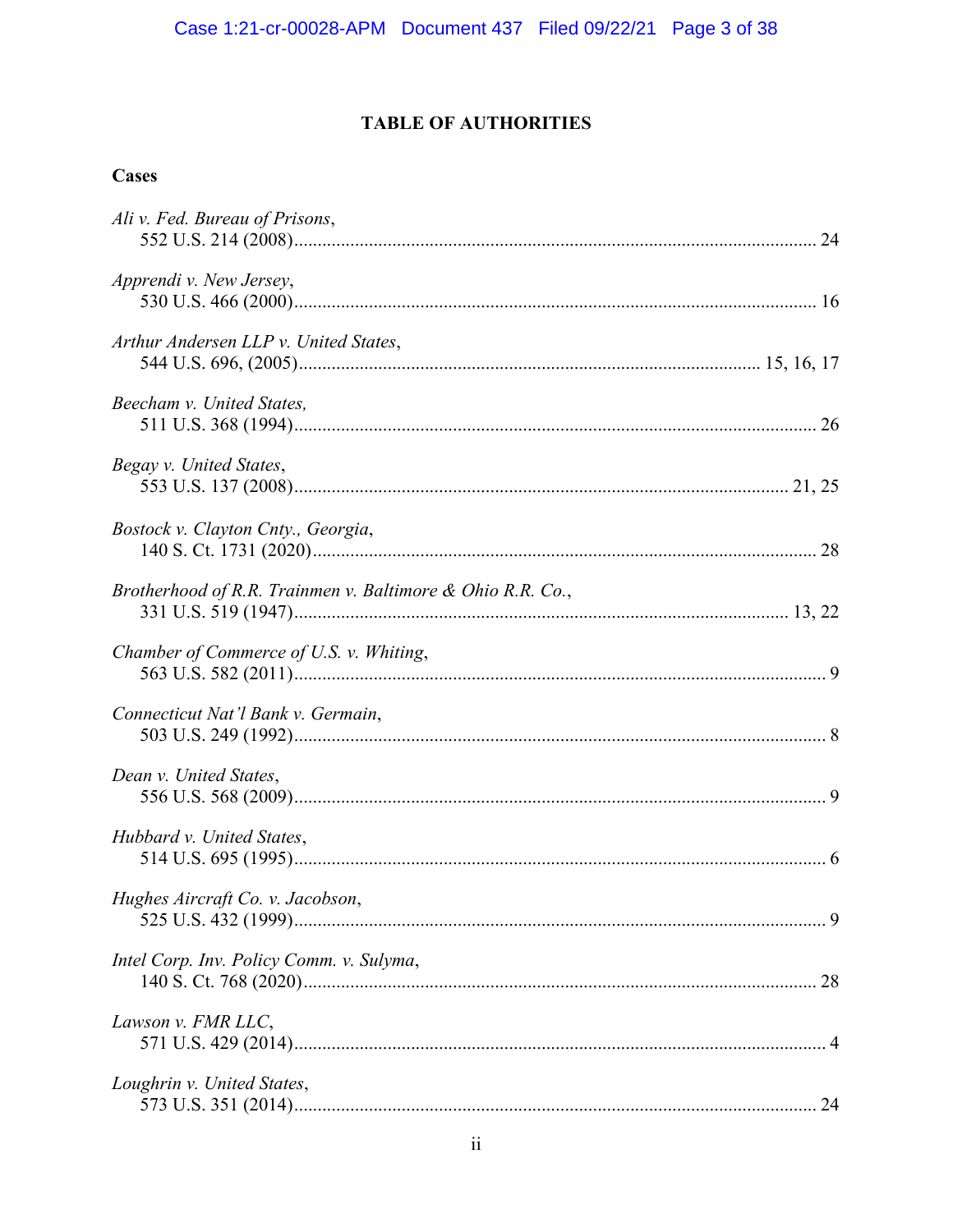# TABLE OF AUTHORITIES

## Cases

*Ali v. Fed. Bureau of Prisons*,
552 U.S. 214 (2008) ........................................................................................................ 24

*Apprendi v. New Jersey*,
530 U.S. 466 (2000) ........................................................................................................ 16

*Arthur Andersen LLP v. United States*,
544 U.S. 696, (2005) .................................................................................... 15, 16, 17

*Beecham v. United States,*
511 U.S. 368 (1994) ........................................................................................................ 26

*Begay v. United States*,
553 U.S. 137 (2008) ................................................................................................ 21, 25

*Bostock v. Clayton Cnty., Georgia*,
140 S. Ct. 1731 (2020) .................................................................................................... 28

*Brotherhood of R.R. Trainmen v. Baltimore & Ohio R.R. Co.*,
331 U.S. 519 (1947) ................................................................................................ 13, 22

*Chamber of Commerce of U.S. v. Whiting*,
563 U.S. 582 (2011) .......................................................................................................... 9

*Connecticut Nat'l Bank v. Germain*,
503 U.S. 249 (1992) .......................................................................................................... 8

*Dean v. United States*,
556 U.S. 568 (2009) .......................................................................................................... 9

*Hubbard v. United States*,
514 U.S. 695 (1995) .......................................................................................................... 6

*Hughes Aircraft Co. v. Jacobson*,
525 U.S. 432 (1999) .......................................................................................................... 9

*Intel Corp. Inv. Policy Comm. v. Sulyma*,
140 S. Ct. 768 (2020) ...................................................................................................... 28

*Lawson v. FMR LLC*,
571 U.S. 429 (2014) .......................................................................................................... 4

*Loughrin v. United States*,
573 U.S. 351 (2014) ........................................................................................................ 24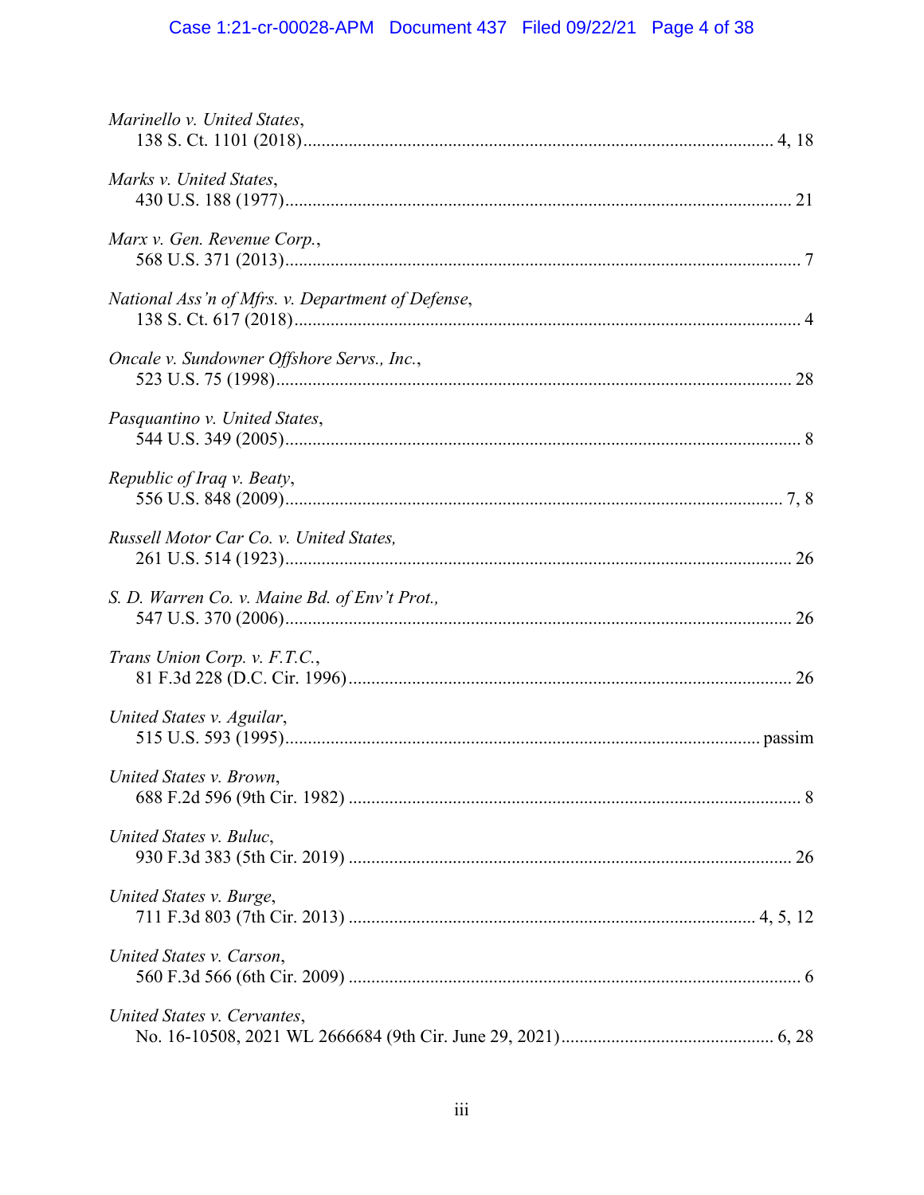*Marinello v. United States*,
138 S. Ct. 1101 (2018)........................................................................................................ 4, 18

*Marks v. United States*,
430 U.S. 188 (1977)............................................................................................................... 21

*Marx v. Gen. Revenue Corp.*,
568 U.S. 371 (2013)................................................................................................................. 7

*National Ass'n of Mfrs. v. Department of Defense*,
138 S. Ct. 617 (2018)............................................................................................................... 4

*Oncale v. Sundowner Offshore Servs., Inc.*,
523 U.S. 75 (1998)................................................................................................................. 28

*Pasquantino v. United States*,
544 U.S. 349 (2005)................................................................................................................. 8

*Republic of Iraq v. Beaty*,
556 U.S. 848 (2009)............................................................................................................. 7, 8

*Russell Motor Car Co. v. United States,*
261 U.S. 514 (1923)............................................................................................................... 26

*S. D. Warren Co. v. Maine Bd. of Env't Prot.,*
547 U.S. 370 (2006)............................................................................................................... 26

*Trans Union Corp. v. F.T.C.*,
81 F.3d 228 (D.C. Cir. 1996)................................................................................................. 26

*United States v. Aguilar*,
515 U.S. 593 (1995)........................................................................................................ passim

*United States v. Brown*,
688 F.2d 596 (9th Cir. 1982) .................................................................................................... 8

*United States v. Buluc*,
930 F.3d 383 (5th Cir. 2019) ................................................................................................. 26

*United States v. Burge*,
711 F.3d 803 (7th Cir. 2013) ......................................................................................... 4, 5, 12

*United States v. Carson*,
560 F.3d 566 (6th Cir. 2009) .................................................................................................... 6

*United States v. Cervantes*,
No. 16-10508, 2021 WL 2666684 (9th Cir. June 29, 2021)............................................... 6, 28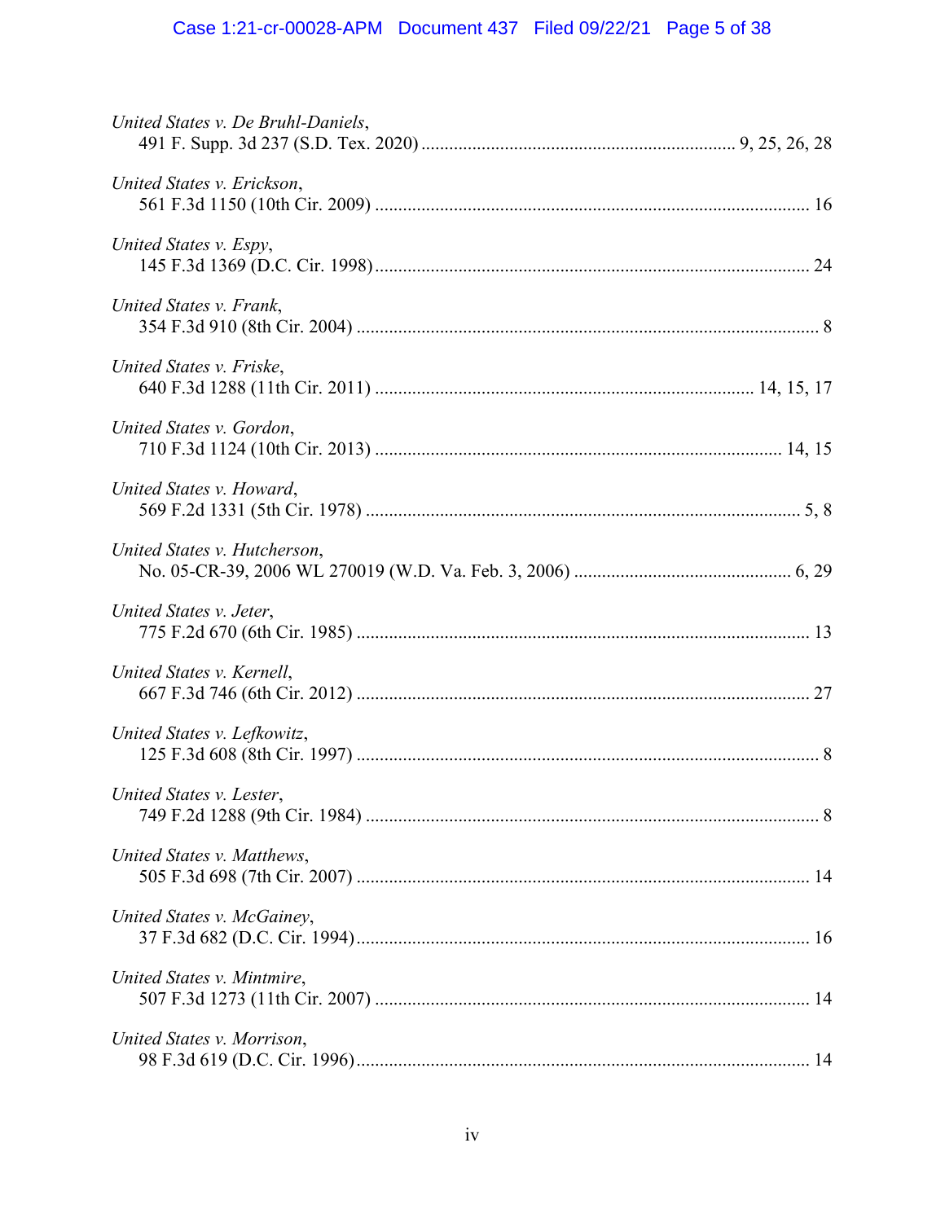*United States v. De Bruhl-Daniels*,
491 F. Supp. 3d 237 (S.D. Tex. 2020) .................................................................... 9, 25, 26, 28

*United States v. Erickson*,
561 F.3d 1150 (10th Cir. 2009) ............................................................................................. 16

*United States v. Espy*,
145 F.3d 1369 (D.C. Cir. 1998)............................................................................................. 24

*United States v. Frank*,
354 F.3d 910 (8th Cir. 2004) .................................................................................................... 8

*United States v. Friske*,
640 F.3d 1288 (11th Cir. 2011) ................................................................................. 14, 15, 17

*United States v. Gordon*,
710 F.3d 1124 (10th Cir. 2013) ....................................................................................... 14, 15

*United States v. Howard*,
569 F.2d 1331 (5th Cir. 1978) ............................................................................................. 5, 8

*United States v. Hutcherson*,
No. 05-CR-39, 2006 WL 270019 (W.D. Va. Feb. 3, 2006) ............................................... 6, 29

*United States v. Jeter*,
775 F.2d 670 (6th Cir. 1985) .................................................................................................. 13

*United States v. Kernell*,
667 F.3d 746 (6th Cir. 2012) .................................................................................................. 27

*United States v. Lefkowitz*,
125 F.3d 608 (8th Cir. 1997) .................................................................................................... 8

*United States v. Lester*,
749 F.2d 1288 (9th Cir. 1984) .................................................................................................. 8

*United States v. Matthews*,
505 F.3d 698 (7th Cir. 2007) .................................................................................................. 14

*United States v. McGainey*,
37 F.3d 682 (D.C. Cir. 1994)................................................................................................. 16

*United States v. Mintmire*,
507 F.3d 1273 (11th Cir. 2007) ............................................................................................. 14

*United States v. Morrison*,
98 F.3d 619 (D.C. Cir. 1996)................................................................................................. 14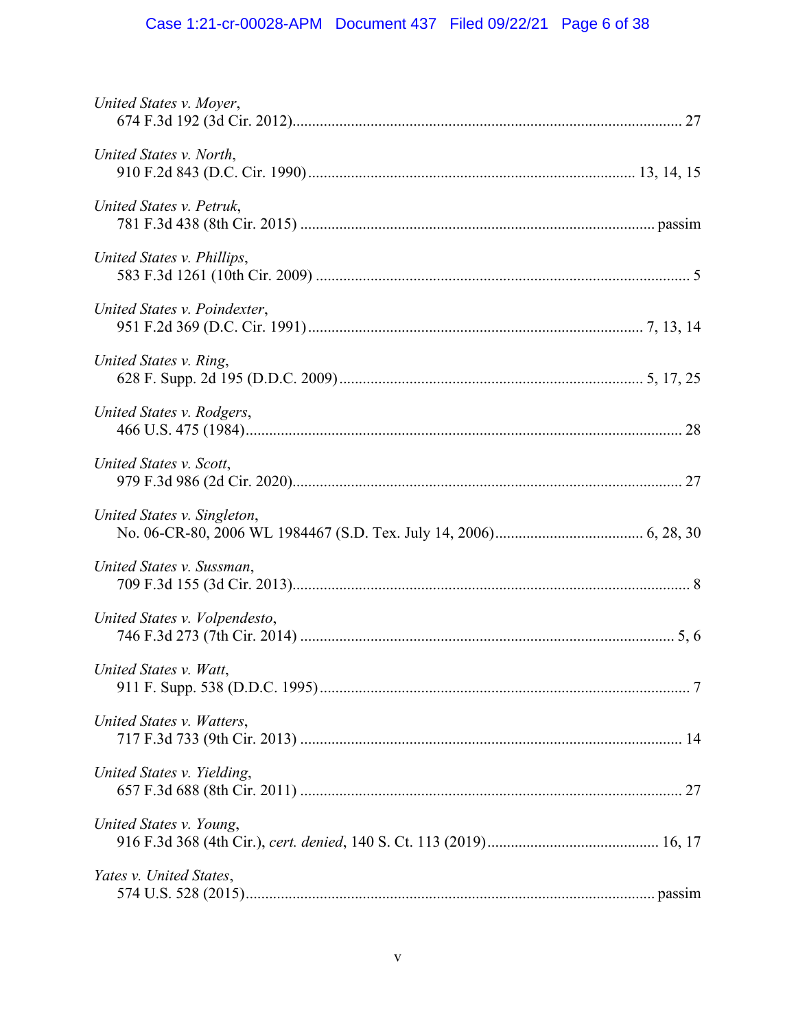*United States v. Moyer*,
674 F.3d 192 (3d Cir. 2012)....................................................................................................... 27

*United States v. North*,
910 F.2d 843 (D.C. Cir. 1990).................................................................................... 13, 14, 15

*United States v. Petruk*,
781 F.3d 438 (8th Cir. 2015) ......................................................................................... passim

*United States v. Phillips*,
583 F.3d 1261 (10th Cir. 2009) ............................................................................................... 5

*United States v. Poindexter*,
951 F.2d 369 (D.C. Cir. 1991).................................................................................... 7, 13, 14

*United States v. Ring*,
628 F. Supp. 2d 195 (D.D.C. 2009).......................................................................... 5, 17, 25

*United States v. Rodgers*,
466 U.S. 475 (1984)................................................................................................................ 28

*United States v. Scott*,
979 F.3d 986 (2d Cir. 2020)..................................................................................................... 27

*United States v. Singleton*,
No. 06-CR-80, 2006 WL 1984467 (S.D. Tex. July 14, 2006)...................................... 6, 28, 30

*United States v. Sussman*,
709 F.3d 155 (3d Cir. 2013)...................................................................................................... 8

*United States v. Volpendesto*,
746 F.3d 273 (7th Cir. 2014) ................................................................................................. 5, 6

*United States v. Watt*,
911 F. Supp. 538 (D.D.C. 1995)................................................................................................ 7

*United States v. Watters*,
717 F.3d 733 (9th Cir. 2013) .................................................................................................. 14

*United States v. Yielding*,
657 F.3d 688 (8th Cir. 2011) .................................................................................................. 27

*United States v. Young*,
916 F.3d 368 (4th Cir.), *cert. denied*, 140 S. Ct. 113 (2019)........................................... 16, 17

*Yates v. United States*,
574 U.S. 528 (2015)......................................................................................................... passim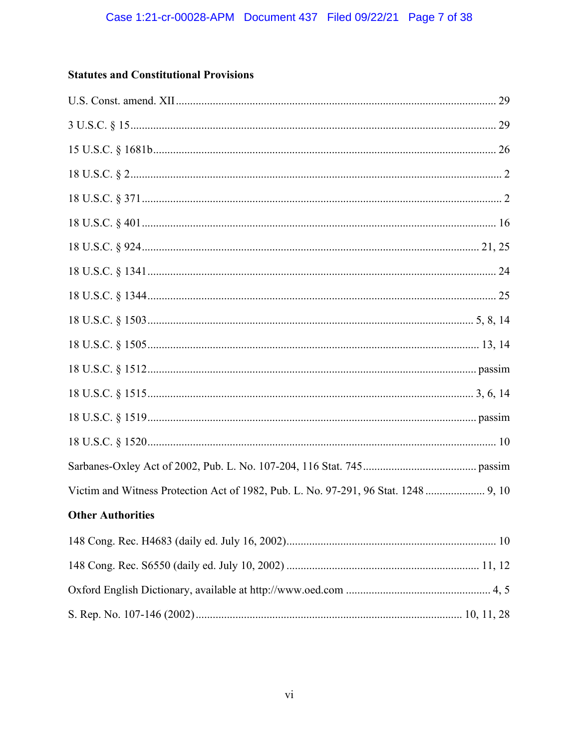### Statutes and Constitutional Provisions

U.S. Const. amend. XII ........................................................................................................ 29

3 U.S.C. § 15 ........................................................................................................................ 29

15 U.S.C. § 1681b ................................................................................................................ 26

18 U.S.C. § 2 .......................................................................................................................... 2

18 U.S.C. § 371 ...................................................................................................................... 2

18 U.S.C. § 401 .................................................................................................................... 16

18 U.S.C. § 924 ............................................................................................................. 21, 25

18 U.S.C. § 1341 .................................................................................................................. 24

18 U.S.C. § 1344 .................................................................................................................. 25

18 U.S.C. § 1503 ........................................................................................................ 5, 8, 14

18 U.S.C. § 1505 ........................................................................................................... 13, 14

18 U.S.C. § 1512 ............................................................................................................ passim

18 U.S.C. § 1515 ........................................................................................................ 3, 6, 14

18 U.S.C. § 1519 ............................................................................................................ passim

18 U.S.C. § 1520 .................................................................................................................. 10

Sarbanes-Oxley Act of 2002, Pub. L. No. 107-204, 116 Stat. 745 .................................... passim

Victim and Witness Protection Act of 1982, Pub. L. No. 97-291, 96 Stat. 1248 ..................... 9, 10

### Other Authorities

148 Cong. Rec. H4683 (daily ed. July 16, 2002) ....................................................................... 10

148 Cong. Rec. S6550 (daily ed. July 10, 2002) ................................................................. 11, 12

Oxford English Dictionary, available at http://www.oed.com ................................................. 4, 5

S. Rep. No. 107-146 (2002) ............................................................................................ 10, 11, 28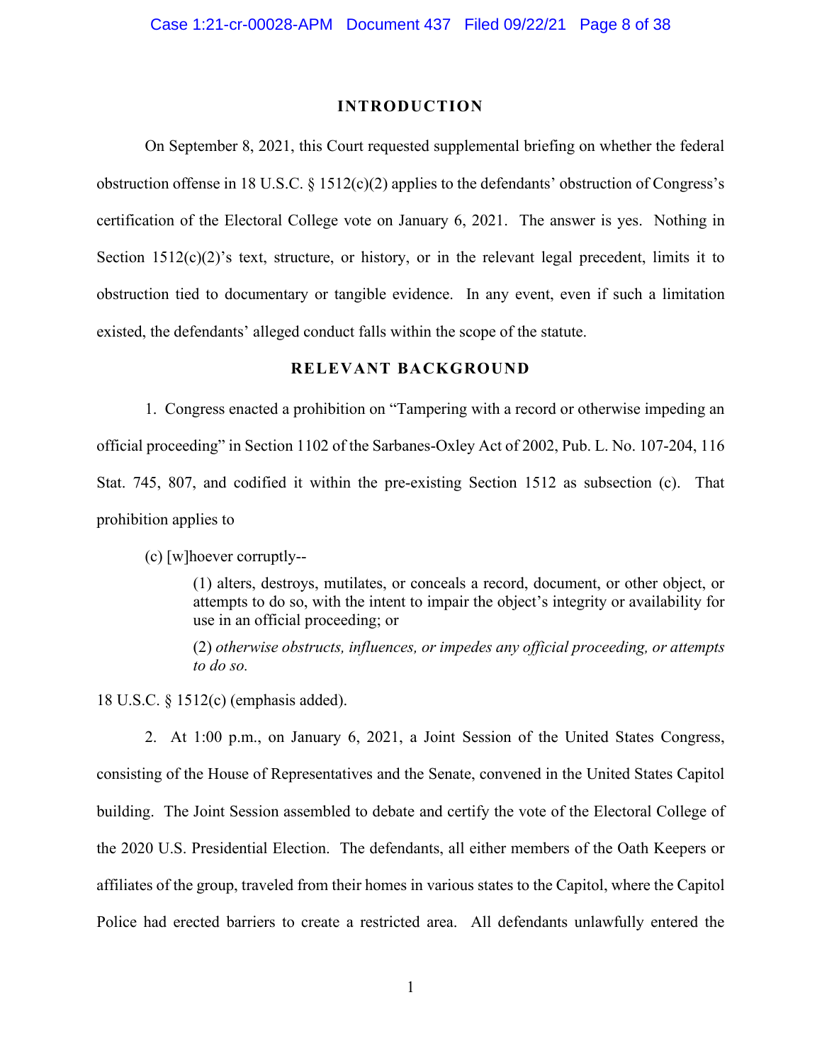## INTRODUCTION

On September 8, 2021, this Court requested supplemental briefing on whether the federal obstruction offense in 18 U.S.C. § 1512(c)(2) applies to the defendants' obstruction of Congress's certification of the Electoral College vote on January 6, 2021. The answer is yes. Nothing in Section 1512(c)(2)'s text, structure, or history, or in the relevant legal precedent, limits it to obstruction tied to documentary or tangible evidence. In any event, even if such a limitation existed, the defendants' alleged conduct falls within the scope of the statute.

## RELEVANT BACKGROUND

1. Congress enacted a prohibition on "Tampering with a record or otherwise impeding an official proceeding" in Section 1102 of the Sarbanes-Oxley Act of 2002, Pub. L. No. 107-204, 116 Stat. 745, 807, and codified it within the pre-existing Section 1512 as subsection (c). That prohibition applies to

> (c) [w]hoever corruptly--
>
> > (1) alters, destroys, mutilates, or conceals a record, document, or other object, or attempts to do so, with the intent to impair the object's integrity or availability for use in an official proceeding; or
> >
> > (2) *otherwise obstructs, influences, or impedes any official proceeding, or attempts to do so.*

18 U.S.C. § 1512(c) (emphasis added).

2. At 1:00 p.m., on January 6, 2021, a Joint Session of the United States Congress, consisting of the House of Representatives and the Senate, convened in the United States Capitol building. The Joint Session assembled to debate and certify the vote of the Electoral College of the 2020 U.S. Presidential Election. The defendants, all either members of the Oath Keepers or affiliates of the group, traveled from their homes in various states to the Capitol, where the Capitol Police had erected barriers to create a restricted area. All defendants unlawfully entered the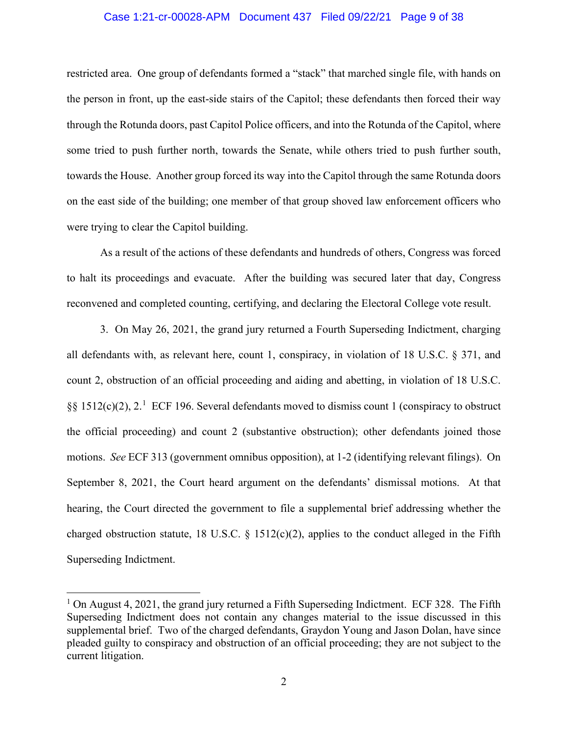restricted area. One group of defendants formed a "stack" that marched single file, with hands on the person in front, up the east-side stairs of the Capitol; these defendants then forced their way through the Rotunda doors, past Capitol Police officers, and into the Rotunda of the Capitol, where some tried to push further north, towards the Senate, while others tried to push further south, towards the House. Another group forced its way into the Capitol through the same Rotunda doors on the east side of the building; one member of that group shoved law enforcement officers who were trying to clear the Capitol building.

As a result of the actions of these defendants and hundreds of others, Congress was forced to halt its proceedings and evacuate. After the building was secured later that day, Congress reconvened and completed counting, certifying, and declaring the Electoral College vote result.

3. On May 26, 2021, the grand jury returned a Fourth Superseding Indictment, charging all defendants with, as relevant here, count 1, conspiracy, in violation of 18 U.S.C. § 371, and count 2, obstruction of an official proceeding and aiding and abetting, in violation of 18 U.S.C. §§ 1512(c)(2), 2.[1] ECF 196. Several defendants moved to dismiss count 1 (conspiracy to obstruct the official proceeding) and count 2 (substantive obstruction); other defendants joined those motions. *See* ECF 313 (government omnibus opposition), at 1-2 (identifying relevant filings). On September 8, 2021, the Court heard argument on the defendants' dismissal motions. At that hearing, the Court directed the government to file a supplemental brief addressing whether the charged obstruction statute, 18 U.S.C. § 1512(c)(2), applies to the conduct alleged in the Fifth Superseding Indictment.

[1] On August 4, 2021, the grand jury returned a Fifth Superseding Indictment. ECF 328. The Fifth Superseding Indictment does not contain any changes material to the issue discussed in this supplemental brief. Two of the charged defendants, Graydon Young and Jason Dolan, have since pleaded guilty to conspiracy and obstruction of an official proceeding; they are not subject to the current litigation.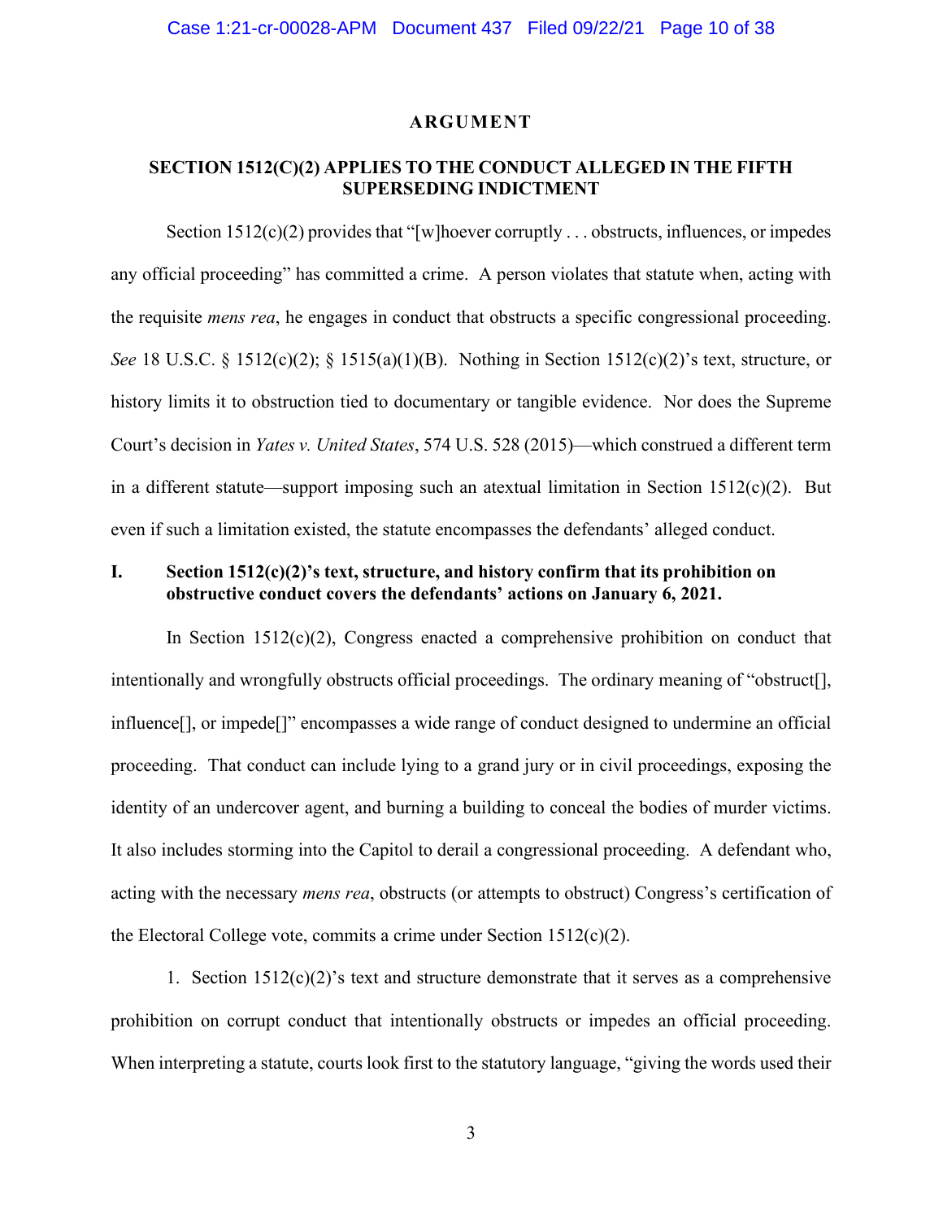# ARGUMENT

## SECTION 1512(C)(2) APPLIES TO THE CONDUCT ALLEGED IN THE FIFTH SUPERSEDING INDICTMENT

Section 1512(c)(2) provides that "[w]hoever corruptly . . . obstructs, influences, or impedes any official proceeding" has committed a crime. A person violates that statute when, acting with the requisite *mens rea*, he engages in conduct that obstructs a specific congressional proceeding. *See* 18 U.S.C. § 1512(c)(2); § 1515(a)(1)(B). Nothing in Section 1512(c)(2)'s text, structure, or history limits it to obstruction tied to documentary or tangible evidence. Nor does the Supreme Court's decision in *Yates v. United States*, 574 U.S. 528 (2015)—which construed a different term in a different statute—support imposing such an atextual limitation in Section 1512(c)(2). But even if such a limitation existed, the statute encompasses the defendants' alleged conduct.

### I. Section 1512(c)(2)'s text, structure, and history confirm that its prohibition on obstructive conduct covers the defendants' actions on January 6, 2021.

In Section 1512(c)(2), Congress enacted a comprehensive prohibition on conduct that intentionally and wrongfully obstructs official proceedings. The ordinary meaning of "obstruct[], influence[], or impede[]" encompasses a wide range of conduct designed to undermine an official proceeding. That conduct can include lying to a grand jury or in civil proceedings, exposing the identity of an undercover agent, and burning a building to conceal the bodies of murder victims. It also includes storming into the Capitol to derail a congressional proceeding. A defendant who, acting with the necessary *mens rea*, obstructs (or attempts to obstruct) Congress's certification of the Electoral College vote, commits a crime under Section 1512(c)(2).

1. Section 1512(c)(2)'s text and structure demonstrate that it serves as a comprehensive prohibition on corrupt conduct that intentionally obstructs or impedes an official proceeding. When interpreting a statute, courts look first to the statutory language, "giving the words used their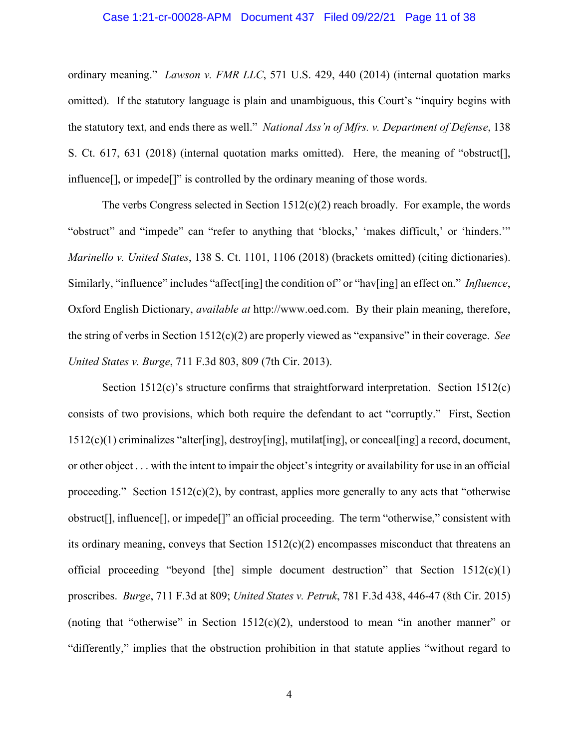ordinary meaning." *Lawson v. FMR LLC*, 571 U.S. 429, 440 (2014) (internal quotation marks omitted). If the statutory language is plain and unambiguous, this Court's "inquiry begins with the statutory text, and ends there as well." *National Ass'n of Mfrs. v. Department of Defense*, 138 S. Ct. 617, 631 (2018) (internal quotation marks omitted). Here, the meaning of "obstruct[], influence[], or impede[]" is controlled by the ordinary meaning of those words.

The verbs Congress selected in Section 1512(c)(2) reach broadly. For example, the words "obstruct" and "impede" can "refer to anything that 'blocks,' 'makes difficult,' or 'hinders.'" *Marinello v. United States*, 138 S. Ct. 1101, 1106 (2018) (brackets omitted) (citing dictionaries). Similarly, "influence" includes "affect[ing] the condition of" or "hav[ing] an effect on." *Influence*, Oxford English Dictionary, *available at* http://www.oed.com. By their plain meaning, therefore, the string of verbs in Section 1512(c)(2) are properly viewed as "expansive" in their coverage. *See United States v. Burge*, 711 F.3d 803, 809 (7th Cir. 2013).

Section 1512(c)'s structure confirms that straightforward interpretation. Section 1512(c) consists of two provisions, which both require the defendant to act "corruptly." First, Section 1512(c)(1) criminalizes "alter[ing], destroy[ing], mutilat[ing], or conceal[ing] a record, document, or other object . . . with the intent to impair the object's integrity or availability for use in an official proceeding." Section 1512(c)(2), by contrast, applies more generally to any acts that "otherwise obstruct[], influence[], or impede[]" an official proceeding. The term "otherwise," consistent with its ordinary meaning, conveys that Section 1512(c)(2) encompasses misconduct that threatens an official proceeding "beyond [the] simple document destruction" that Section 1512(c)(1) proscribes. *Burge*, 711 F.3d at 809; *United States v. Petruk*, 781 F.3d 438, 446-47 (8th Cir. 2015) (noting that "otherwise" in Section 1512(c)(2), understood to mean "in another manner" or "differently," implies that the obstruction prohibition in that statute applies "without regard to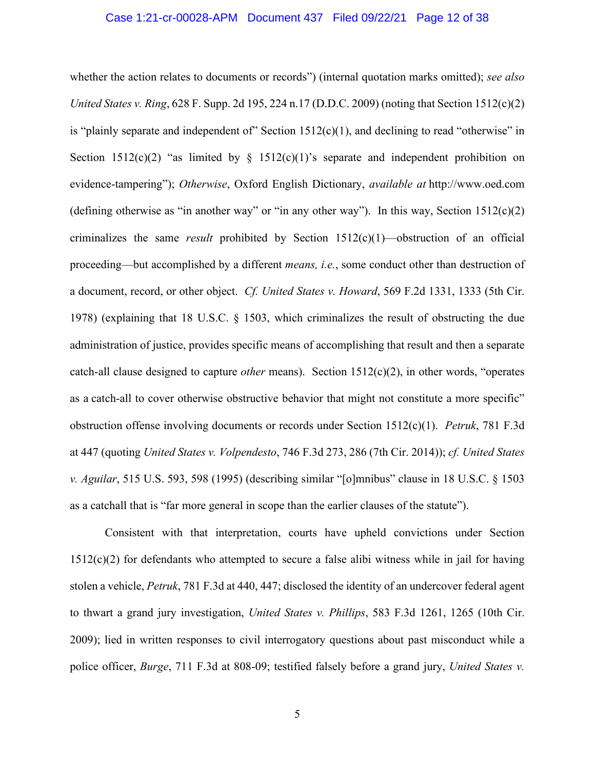whether the action relates to documents or records") (internal quotation marks omitted); *see also United States v. Ring*, 628 F. Supp. 2d 195, 224 n.17 (D.D.C. 2009) (noting that Section 1512(c)(2) is "plainly separate and independent of" Section 1512(c)(1), and declining to read "otherwise" in Section 1512(c)(2) "as limited by § 1512(c)(1)'s separate and independent prohibition on evidence-tampering"); *Otherwise*, Oxford English Dictionary, *available at* http://www.oed.com (defining otherwise as "in another way" or "in any other way"). In this way, Section 1512(c)(2) criminalizes the same *result* prohibited by Section 1512(c)(1)—obstruction of an official proceeding—but accomplished by a different *means, i.e.*, some conduct other than destruction of a document, record, or other object. *Cf. United States v. Howard*, 569 F.2d 1331, 1333 (5th Cir. 1978) (explaining that 18 U.S.C. § 1503, which criminalizes the result of obstructing the due administration of justice, provides specific means of accomplishing that result and then a separate catch-all clause designed to capture *other* means). Section 1512(c)(2), in other words, "operates as a catch-all to cover otherwise obstructive behavior that might not constitute a more specific" obstruction offense involving documents or records under Section 1512(c)(1). *Petruk*, 781 F.3d at 447 (quoting *United States v. Volpendesto*, 746 F.3d 273, 286 (7th Cir. 2014)); *cf. United States v. Aguilar*, 515 U.S. 593, 598 (1995) (describing similar "[o]mnibus" clause in 18 U.S.C. § 1503 as a catchall that is "far more general in scope than the earlier clauses of the statute").

Consistent with that interpretation, courts have upheld convictions under Section 1512(c)(2) for defendants who attempted to secure a false alibi witness while in jail for having stolen a vehicle, *Petruk*, 781 F.3d at 440, 447; disclosed the identity of an undercover federal agent to thwart a grand jury investigation, *United States v. Phillips*, 583 F.3d 1261, 1265 (10th Cir. 2009); lied in written responses to civil interrogatory questions about past misconduct while a police officer, *Burge*, 711 F.3d at 808-09; testified falsely before a grand jury, *United States v.*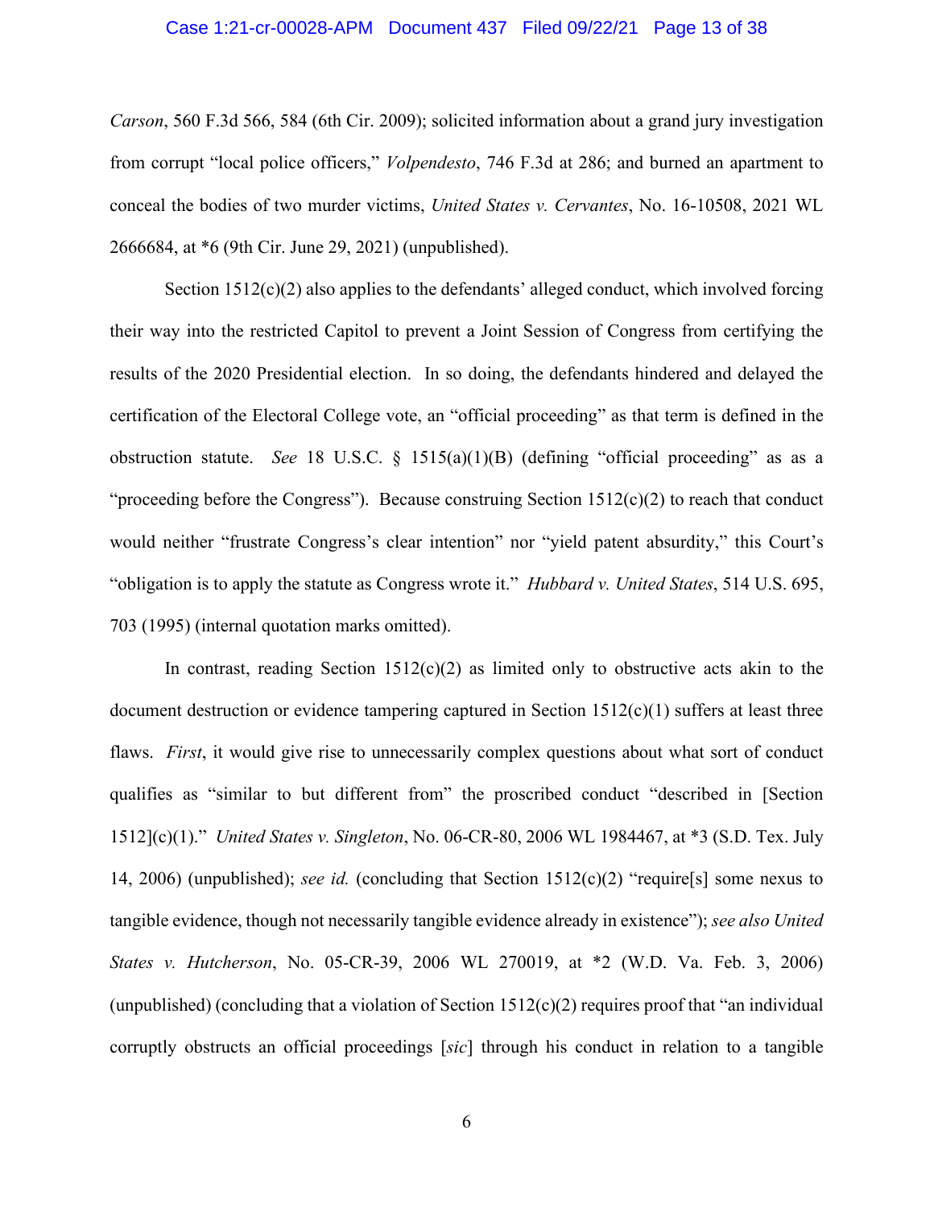*Carson*, 560 F.3d 566, 584 (6th Cir. 2009); solicited information about a grand jury investigation from corrupt "local police officers," *Volpendesto*, 746 F.3d at 286; and burned an apartment to conceal the bodies of two murder victims, *United States v. Cervantes*, No. 16-10508, 2021 WL 2666684, at *6 (9th Cir. June 29, 2021) (unpublished).

Section 1512(c)(2) also applies to the defendants' alleged conduct, which involved forcing their way into the restricted Capitol to prevent a Joint Session of Congress from certifying the results of the 2020 Presidential election. In so doing, the defendants hindered and delayed the certification of the Electoral College vote, an "official proceeding" as that term is defined in the obstruction statute. *See* 18 U.S.C. § 1515(a)(1)(B) (defining "official proceeding" as as a "proceeding before the Congress"). Because construing Section 1512(c)(2) to reach that conduct would neither "frustrate Congress's clear intention" nor "yield patent absurdity," this Court's "obligation is to apply the statute as Congress wrote it." *Hubbard v. United States*, 514 U.S. 695, 703 (1995) (internal quotation marks omitted).

In contrast, reading Section 1512(c)(2) as limited only to obstructive acts akin to the document destruction or evidence tampering captured in Section 1512(c)(1) suffers at least three flaws. *First*, it would give rise to unnecessarily complex questions about what sort of conduct qualifies as "similar to but different from" the proscribed conduct "described in [Section 1512](c)(1)." *United States v. Singleton*, No. 06-CR-80, 2006 WL 1984467, at *3 (S.D. Tex. July 14, 2006) (unpublished); *see id.* (concluding that Section 1512(c)(2) "require[s] some nexus to tangible evidence, though not necessarily tangible evidence already in existence"); *see also United States v. Hutcherson*, No. 05-CR-39, 2006 WL 270019, at *2 (W.D. Va. Feb. 3, 2006) (unpublished) (concluding that a violation of Section 1512(c)(2) requires proof that "an individual corruptly obstructs an official proceedings [*sic*] through his conduct in relation to a tangible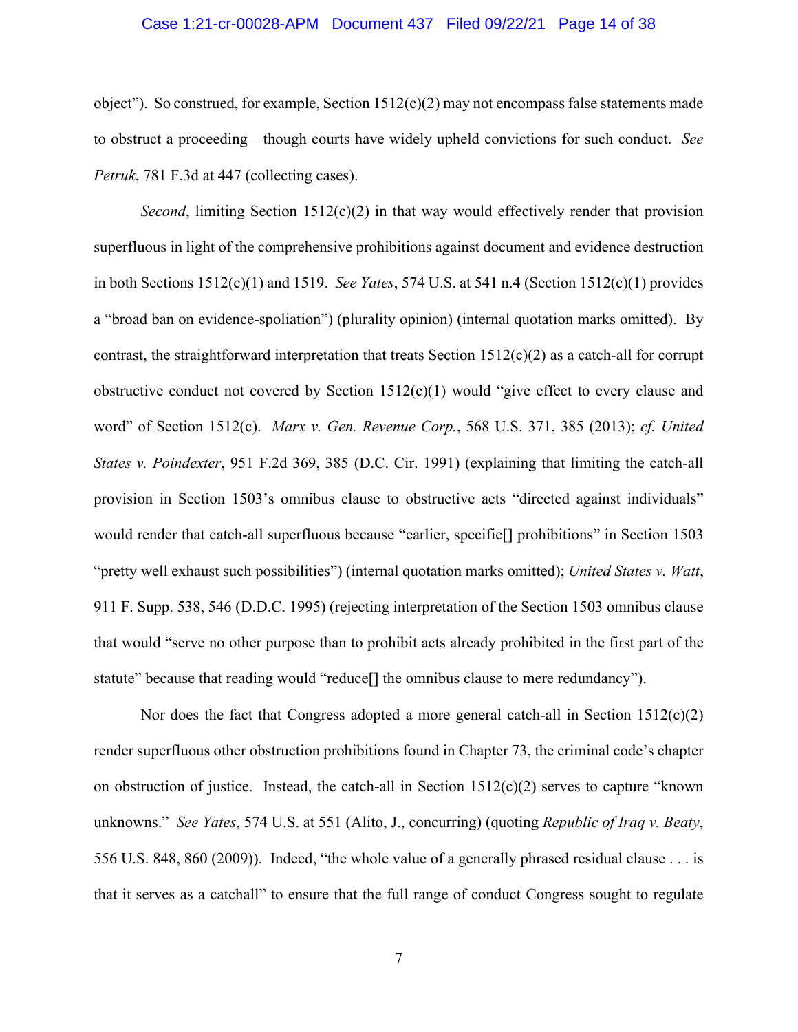object"). So construed, for example, Section 1512(c)(2) may not encompass false statements made to obstruct a proceeding—though courts have widely upheld convictions for such conduct. *See Petruk*, 781 F.3d at 447 (collecting cases).

*Second*, limiting Section 1512(c)(2) in that way would effectively render that provision superfluous in light of the comprehensive prohibitions against document and evidence destruction in both Sections 1512(c)(1) and 1519. *See Yates*, 574 U.S. at 541 n.4 (Section 1512(c)(1) provides a "broad ban on evidence-spoliation") (plurality opinion) (internal quotation marks omitted). By contrast, the straightforward interpretation that treats Section 1512(c)(2) as a catch-all for corrupt obstructive conduct not covered by Section 1512(c)(1) would "give effect to every clause and word" of Section 1512(c). *Marx v. Gen. Revenue Corp.*, 568 U.S. 371, 385 (2013); *cf. United States v. Poindexter*, 951 F.2d 369, 385 (D.C. Cir. 1991) (explaining that limiting the catch-all provision in Section 1503's omnibus clause to obstructive acts "directed against individuals" would render that catch-all superfluous because "earlier, specific[] prohibitions" in Section 1503 "pretty well exhaust such possibilities") (internal quotation marks omitted); *United States v. Watt*, 911 F. Supp. 538, 546 (D.D.C. 1995) (rejecting interpretation of the Section 1503 omnibus clause that would "serve no other purpose than to prohibit acts already prohibited in the first part of the statute" because that reading would "reduce[] the omnibus clause to mere redundancy").

Nor does the fact that Congress adopted a more general catch-all in Section 1512(c)(2) render superfluous other obstruction prohibitions found in Chapter 73, the criminal code's chapter on obstruction of justice. Instead, the catch-all in Section 1512(c)(2) serves to capture "known unknowns." *See Yates*, 574 U.S. at 551 (Alito, J., concurring) (quoting *Republic of Iraq v. Beaty*, 556 U.S. 848, 860 (2009)). Indeed, "the whole value of a generally phrased residual clause . . . is that it serves as a catchall" to ensure that the full range of conduct Congress sought to regulate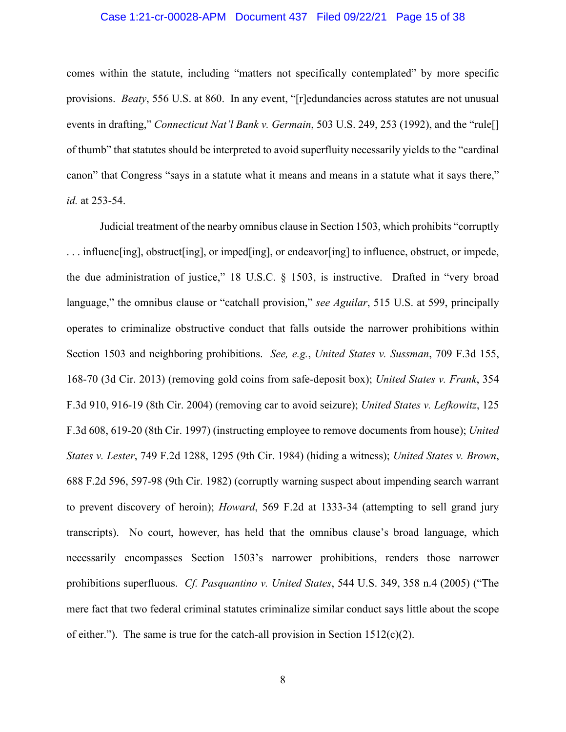comes within the statute, including "matters not specifically contemplated" by more specific provisions. *Beaty*, 556 U.S. at 860. In any event, "[r]edundancies across statutes are not unusual events in drafting," *Connecticut Nat'l Bank v. Germain*, 503 U.S. 249, 253 (1992), and the "rule[] of thumb" that statutes should be interpreted to avoid superfluity necessarily yields to the "cardinal canon" that Congress "says in a statute what it means and means in a statute what it says there," *id.* at 253-54.

Judicial treatment of the nearby omnibus clause in Section 1503, which prohibits "corruptly . . . influenc[ing], obstruct[ing], or imped[ing], or endeavor[ing] to influence, obstruct, or impede, the due administration of justice," 18 U.S.C. § 1503, is instructive. Drafted in "very broad language," the omnibus clause or "catchall provision," *see Aguilar*, 515 U.S. at 599, principally operates to criminalize obstructive conduct that falls outside the narrower prohibitions within Section 1503 and neighboring prohibitions. *See, e.g.*, *United States v. Sussman*, 709 F.3d 155, 168-70 (3d Cir. 2013) (removing gold coins from safe-deposit box); *United States v. Frank*, 354 F.3d 910, 916-19 (8th Cir. 2004) (removing car to avoid seizure); *United States v. Lefkowitz*, 125 F.3d 608, 619-20 (8th Cir. 1997) (instructing employee to remove documents from house); *United States v. Lester*, 749 F.2d 1288, 1295 (9th Cir. 1984) (hiding a witness); *United States v. Brown*, 688 F.2d 596, 597-98 (9th Cir. 1982) (corruptly warning suspect about impending search warrant to prevent discovery of heroin); *Howard*, 569 F.2d at 1333-34 (attempting to sell grand jury transcripts). No court, however, has held that the omnibus clause's broad language, which necessarily encompasses Section 1503's narrower prohibitions, renders those narrower prohibitions superfluous. *Cf. Pasquantino v. United States*, 544 U.S. 349, 358 n.4 (2005) ("The mere fact that two federal criminal statutes criminalize similar conduct says little about the scope of either."). The same is true for the catch-all provision in Section 1512(c)(2).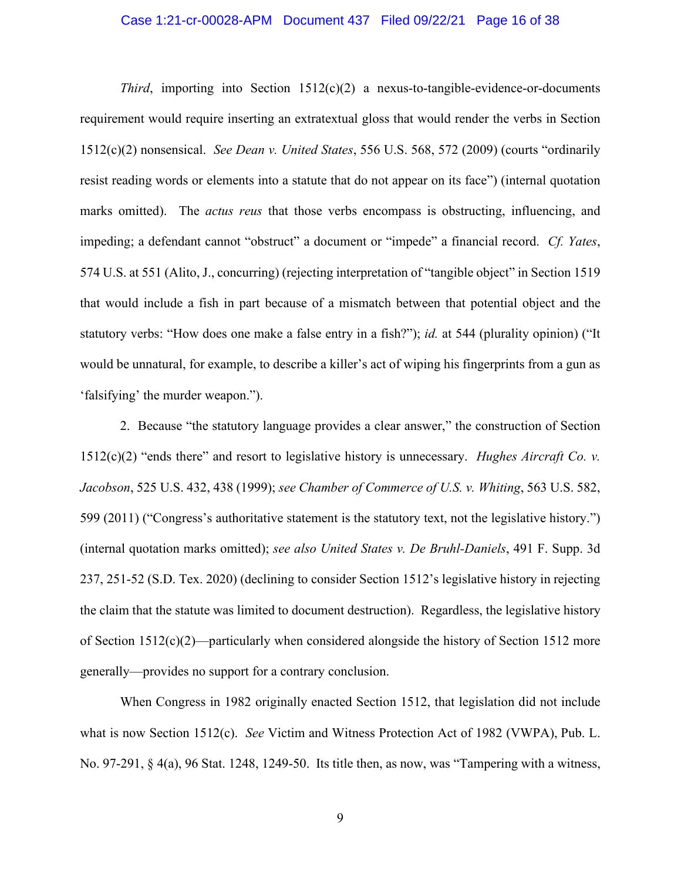*Third*, importing into Section 1512(c)(2) a nexus-to-tangible-evidence-or-documents requirement would require inserting an extratextual gloss that would render the verbs in Section 1512(c)(2) nonsensical. *See Dean v. United States*, 556 U.S. 568, 572 (2009) (courts "ordinarily resist reading words or elements into a statute that do not appear on its face") (internal quotation marks omitted). The *actus reus* that those verbs encompass is obstructing, influencing, and impeding; a defendant cannot "obstruct" a document or "impede" a financial record. *Cf. Yates*, 574 U.S. at 551 (Alito, J., concurring) (rejecting interpretation of "tangible object" in Section 1519 that would include a fish in part because of a mismatch between that potential object and the statutory verbs: "How does one make a false entry in a fish?"); *id.* at 544 (plurality opinion) ("It would be unnatural, for example, to describe a killer's act of wiping his fingerprints from a gun as 'falsifying' the murder weapon.").

2. Because "the statutory language provides a clear answer," the construction of Section 1512(c)(2) "ends there" and resort to legislative history is unnecessary. *Hughes Aircraft Co. v. Jacobson*, 525 U.S. 432, 438 (1999); *see Chamber of Commerce of U.S. v. Whiting*, 563 U.S. 582, 599 (2011) ("Congress's authoritative statement is the statutory text, not the legislative history.") (internal quotation marks omitted); *see also United States v. De Bruhl-Daniels*, 491 F. Supp. 3d 237, 251-52 (S.D. Tex. 2020) (declining to consider Section 1512's legislative history in rejecting the claim that the statute was limited to document destruction). Regardless, the legislative history of Section 1512(c)(2)—particularly when considered alongside the history of Section 1512 more generally—provides no support for a contrary conclusion.

When Congress in 1982 originally enacted Section 1512, that legislation did not include what is now Section 1512(c). *See* Victim and Witness Protection Act of 1982 (VWPA), Pub. L. No. 97-291, § 4(a), 96 Stat. 1248, 1249-50. Its title then, as now, was "Tampering with a witness,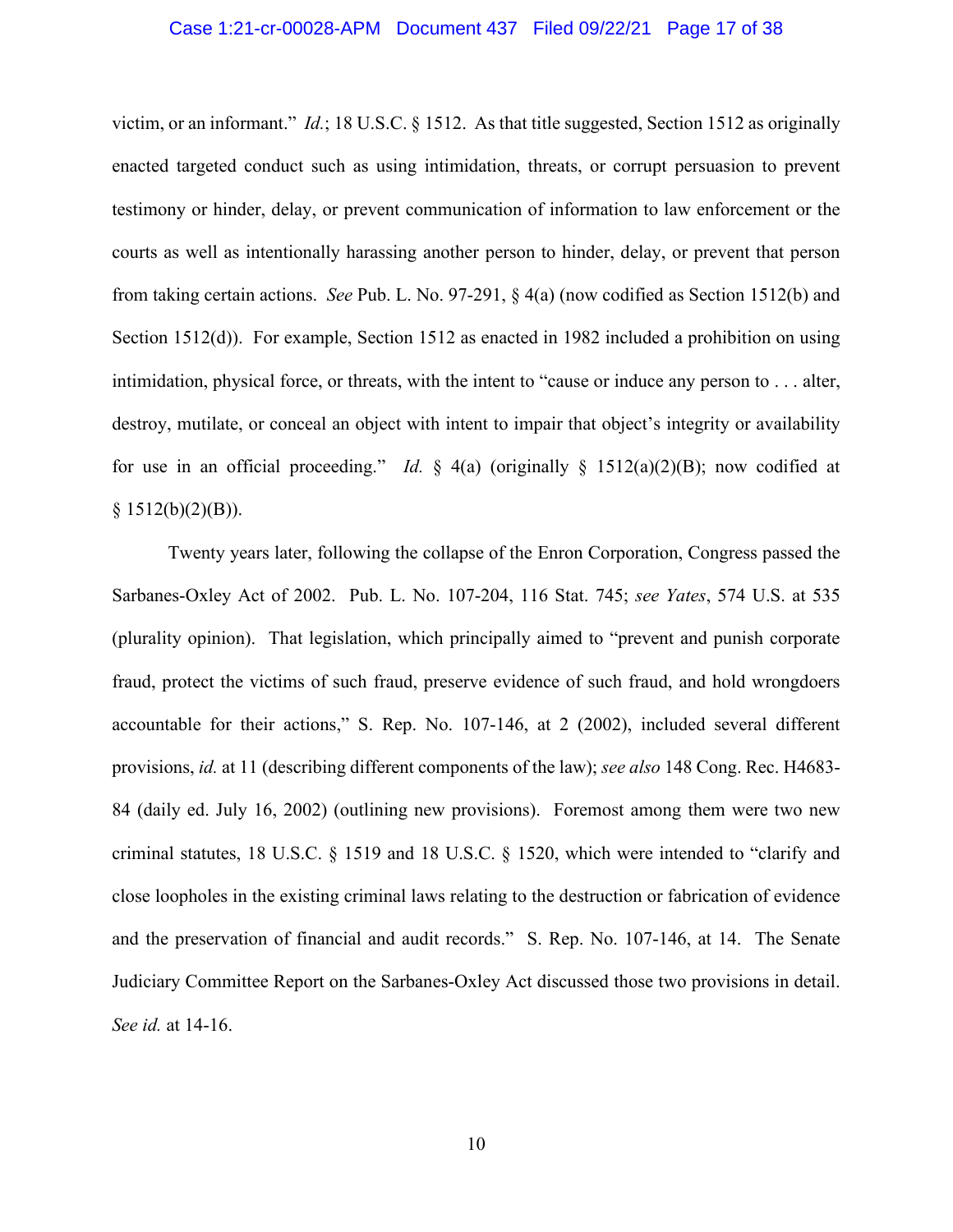victim, or an informant." *Id.*; 18 U.S.C. § 1512. As that title suggested, Section 1512 as originally enacted targeted conduct such as using intimidation, threats, or corrupt persuasion to prevent testimony or hinder, delay, or prevent communication of information to law enforcement or the courts as well as intentionally harassing another person to hinder, delay, or prevent that person from taking certain actions. *See* Pub. L. No. 97-291, § 4(a) (now codified as Section 1512(b) and Section 1512(d)). For example, Section 1512 as enacted in 1982 included a prohibition on using intimidation, physical force, or threats, with the intent to "cause or induce any person to . . . alter, destroy, mutilate, or conceal an object with intent to impair that object's integrity or availability for use in an official proceeding." *Id.* § 4(a) (originally § 1512(a)(2)(B); now codified at § 1512(b)(2)(B)).

Twenty years later, following the collapse of the Enron Corporation, Congress passed the Sarbanes-Oxley Act of 2002. Pub. L. No. 107-204, 116 Stat. 745; *see Yates*, 574 U.S. at 535 (plurality opinion). That legislation, which principally aimed to "prevent and punish corporate fraud, protect the victims of such fraud, preserve evidence of such fraud, and hold wrongdoers accountable for their actions," S. Rep. No. 107-146, at 2 (2002), included several different provisions, *id.* at 11 (describing different components of the law); *see also* 148 Cong. Rec. H4683-84 (daily ed. July 16, 2002) (outlining new provisions). Foremost among them were two new criminal statutes, 18 U.S.C. § 1519 and 18 U.S.C. § 1520, which were intended to "clarify and close loopholes in the existing criminal laws relating to the destruction or fabrication of evidence and the preservation of financial and audit records." S. Rep. No. 107-146, at 14. The Senate Judiciary Committee Report on the Sarbanes-Oxley Act discussed those two provisions in detail. *See id.* at 14-16.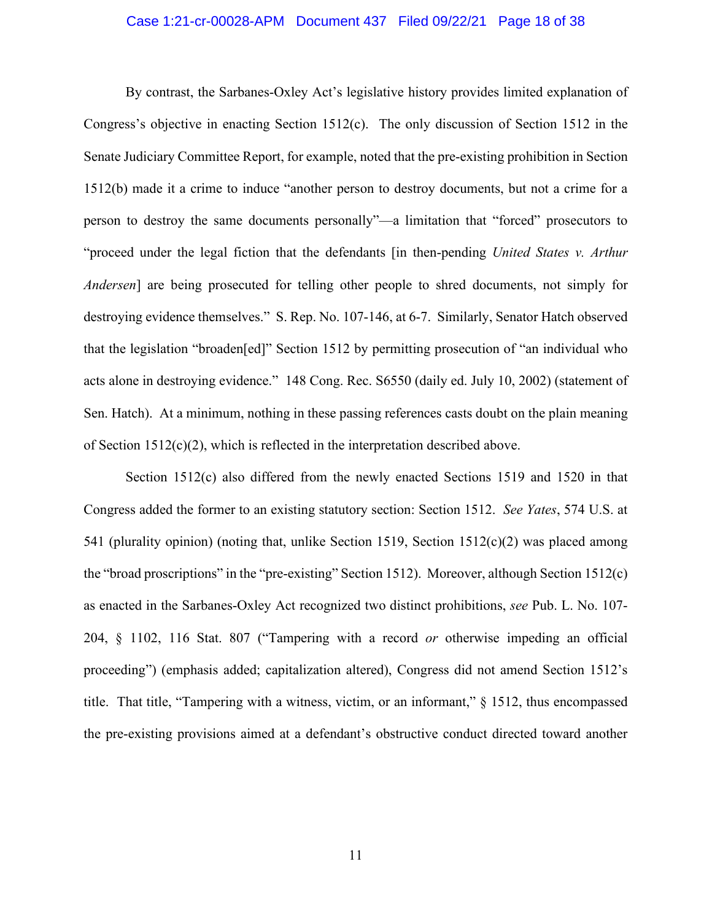By contrast, the Sarbanes-Oxley Act's legislative history provides limited explanation of Congress's objective in enacting Section 1512(c). The only discussion of Section 1512 in the Senate Judiciary Committee Report, for example, noted that the pre-existing prohibition in Section 1512(b) made it a crime to induce "another person to destroy documents, but not a crime for a person to destroy the same documents personally"—a limitation that "forced" prosecutors to "proceed under the legal fiction that the defendants [in then-pending *United States v. Arthur Andersen*] are being prosecuted for telling other people to shred documents, not simply for destroying evidence themselves." S. Rep. No. 107-146, at 6-7. Similarly, Senator Hatch observed that the legislation "broaden[ed]" Section 1512 by permitting prosecution of "an individual who acts alone in destroying evidence." 148 Cong. Rec. S6550 (daily ed. July 10, 2002) (statement of Sen. Hatch). At a minimum, nothing in these passing references casts doubt on the plain meaning of Section 1512(c)(2), which is reflected in the interpretation described above.

Section 1512(c) also differed from the newly enacted Sections 1519 and 1520 in that Congress added the former to an existing statutory section: Section 1512. *See Yates*, 574 U.S. at 541 (plurality opinion) (noting that, unlike Section 1519, Section 1512(c)(2) was placed among the "broad proscriptions" in the "pre-existing" Section 1512). Moreover, although Section 1512(c) as enacted in the Sarbanes-Oxley Act recognized two distinct prohibitions, *see* Pub. L. No. 107-204, § 1102, 116 Stat. 807 ("Tampering with a record *or* otherwise impeding an official proceeding") (emphasis added; capitalization altered), Congress did not amend Section 1512's title. That title, "Tampering with a witness, victim, or an informant," § 1512, thus encompassed the pre-existing provisions aimed at a defendant's obstructive conduct directed toward another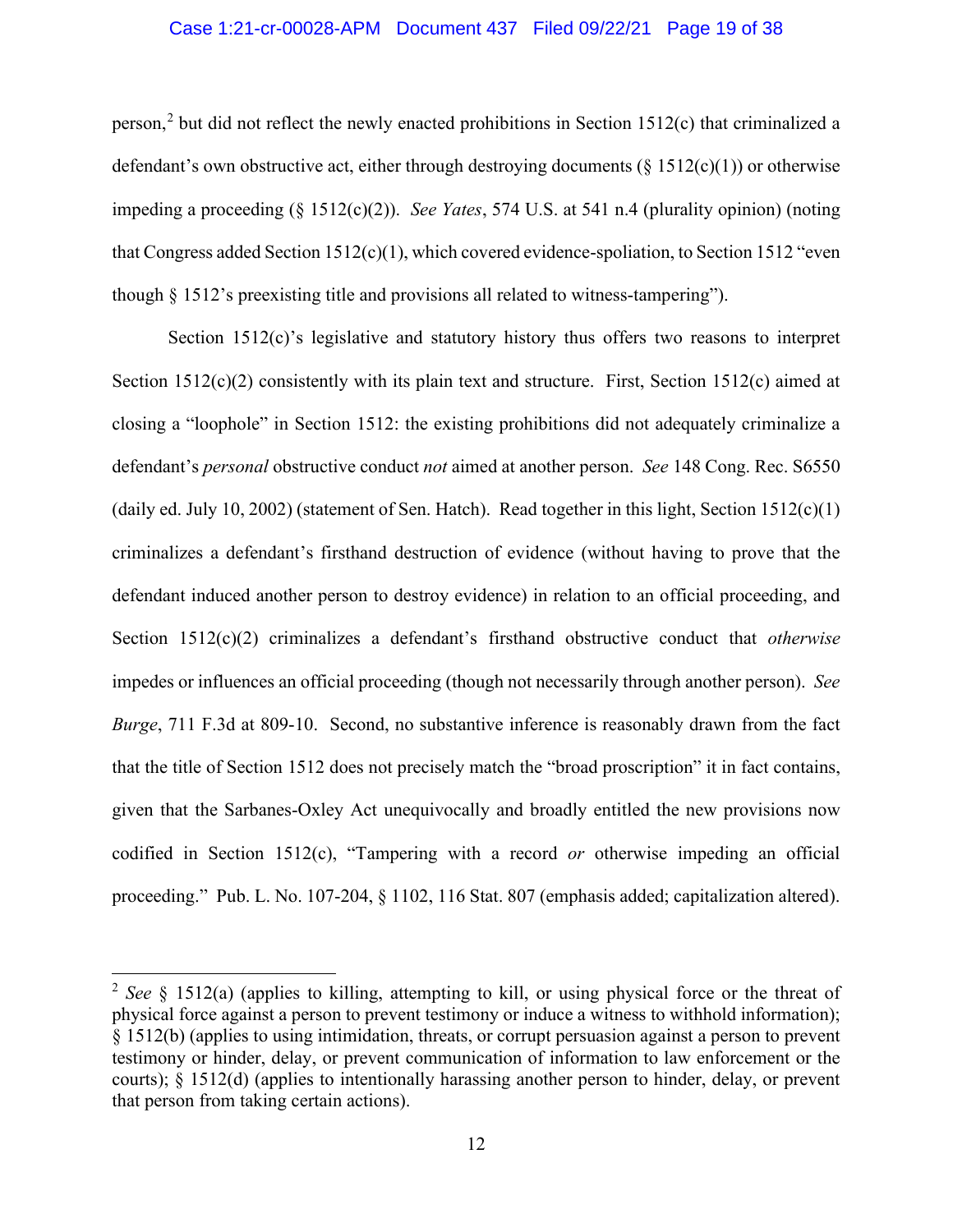person,[2] but did not reflect the newly enacted prohibitions in Section 1512(c) that criminalized a defendant's own obstructive act, either through destroying documents (§ 1512(c)(1)) or otherwise impeding a proceeding (§ 1512(c)(2)). *See Yates*, 574 U.S. at 541 n.4 (plurality opinion) (noting that Congress added Section 1512(c)(1), which covered evidence-spoliation, to Section 1512 "even though § 1512's preexisting title and provisions all related to witness-tampering").

Section 1512(c)'s legislative and statutory history thus offers two reasons to interpret Section 1512(c)(2) consistently with its plain text and structure. First, Section 1512(c) aimed at closing a "loophole" in Section 1512: the existing prohibitions did not adequately criminalize a defendant's *personal* obstructive conduct *not* aimed at another person. *See* 148 Cong. Rec. S6550 (daily ed. July 10, 2002) (statement of Sen. Hatch). Read together in this light, Section 1512(c)(1) criminalizes a defendant's firsthand destruction of evidence (without having to prove that the defendant induced another person to destroy evidence) in relation to an official proceeding, and Section 1512(c)(2) criminalizes a defendant's firsthand obstructive conduct that *otherwise* impedes or influences an official proceeding (though not necessarily through another person). *See Burge*, 711 F.3d at 809-10. Second, no substantive inference is reasonably drawn from the fact that the title of Section 1512 does not precisely match the "broad proscription" it in fact contains, given that the Sarbanes-Oxley Act unequivocally and broadly entitled the new provisions now codified in Section 1512(c), "Tampering with a record *or* otherwise impeding an official proceeding." Pub. L. No. 107-204, § 1102, 116 Stat. 807 (emphasis added; capitalization altered).

---

[2] *See* § 1512(a) (applies to killing, attempting to kill, or using physical force or the threat of physical force against a person to prevent testimony or induce a witness to withhold information); § 1512(b) (applies to using intimidation, threats, or corrupt persuasion against a person to prevent testimony or hinder, delay, or prevent communication of information to law enforcement or the courts); § 1512(d) (applies to intentionally harassing another person to hinder, delay, or prevent that person from taking certain actions).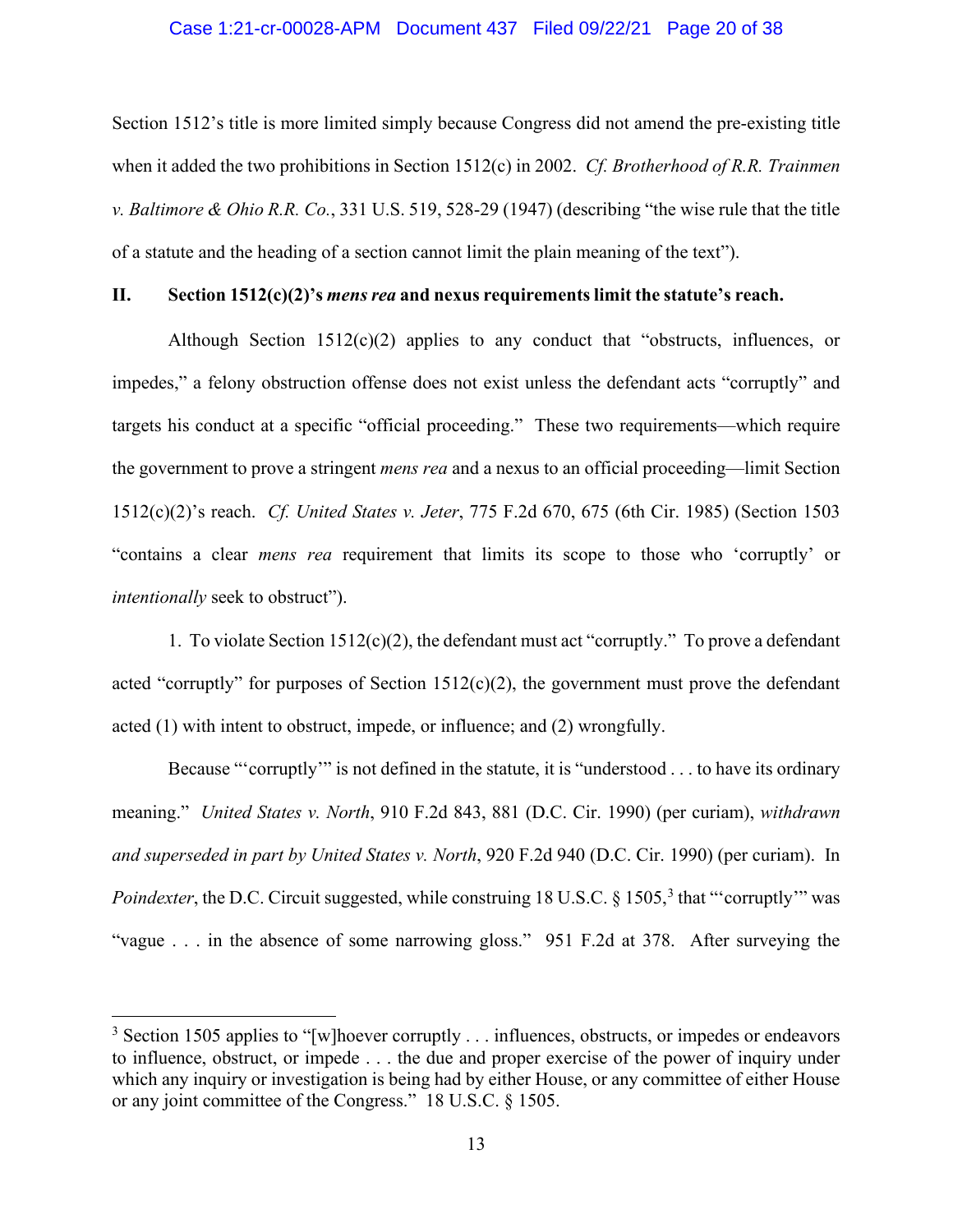Section 1512's title is more limited simply because Congress did not amend the pre-existing title when it added the two prohibitions in Section 1512(c) in 2002. *Cf. Brotherhood of R.R. Trainmen v. Baltimore & Ohio R.R. Co.*, 331 U.S. 519, 528-29 (1947) (describing "the wise rule that the title of a statute and the heading of a section cannot limit the plain meaning of the text").

## II. Section 1512(c)(2)'s *mens rea* and nexus requirements limit the statute's reach.

Although Section 1512(c)(2) applies to any conduct that "obstructs, influences, or impedes," a felony obstruction offense does not exist unless the defendant acts "corruptly" and targets his conduct at a specific "official proceeding." These two requirements—which require the government to prove a stringent *mens rea* and a nexus to an official proceeding—limit Section 1512(c)(2)'s reach. *Cf. United States v. Jeter*, 775 F.2d 670, 675 (6th Cir. 1985) (Section 1503 "contains a clear *mens rea* requirement that limits its scope to those who 'corruptly' or *intentionally* seek to obstruct").

1. To violate Section 1512(c)(2), the defendant must act "corruptly." To prove a defendant acted "corruptly" for purposes of Section 1512(c)(2), the government must prove the defendant acted (1) with intent to obstruct, impede, or influence; and (2) wrongfully.

Because "'corruptly'" is not defined in the statute, it is "understood . . . to have its ordinary meaning." *United States v. North*, 910 F.2d 843, 881 (D.C. Cir. 1990) (per curiam), *withdrawn and superseded in part by United States v. North*, 920 F.2d 940 (D.C. Cir. 1990) (per curiam). In *Poindexter*, the D.C. Circuit suggested, while construing 18 U.S.C. § 1505,[3] that "'corruptly'" was "vague . . . in the absence of some narrowing gloss." 951 F.2d at 378. After surveying the

---

[3] Section 1505 applies to "[w]hoever corruptly . . . influences, obstructs, or impedes or endeavors to influence, obstruct, or impede . . . the due and proper exercise of the power of inquiry under which any inquiry or investigation is being had by either House, or any committee of either House or any joint committee of the Congress." 18 U.S.C. § 1505.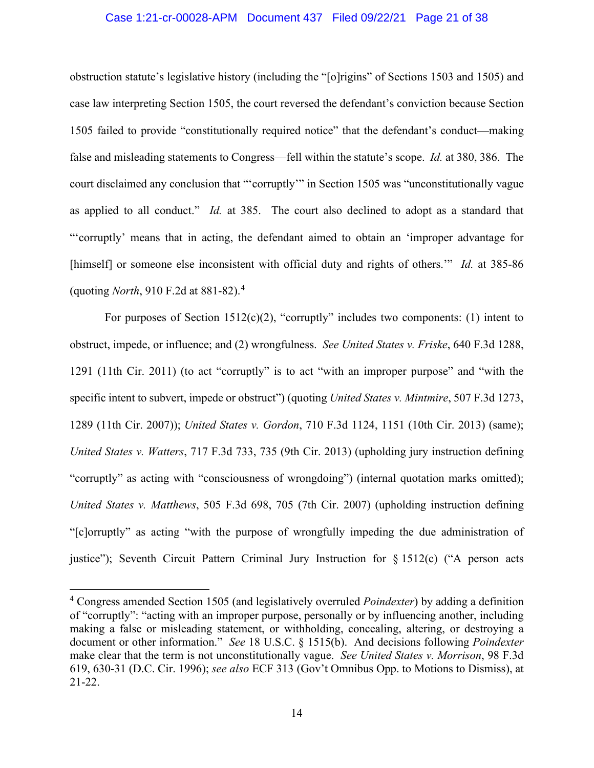obstruction statute's legislative history (including the "[o]rigins" of Sections 1503 and 1505) and case law interpreting Section 1505, the court reversed the defendant's conviction because Section 1505 failed to provide "constitutionally required notice" that the defendant's conduct—making false and misleading statements to Congress—fell within the statute's scope. *Id.* at 380, 386. The court disclaimed any conclusion that "'corruptly'" in Section 1505 was "unconstitutionally vague as applied to all conduct." *Id.* at 385. The court also declined to adopt as a standard that "'corruptly' means that in acting, the defendant aimed to obtain an 'improper advantage for [himself] or someone else inconsistent with official duty and rights of others.'" *Id.* at 385-86 (quoting *North*, 910 F.2d at 881-82).[4]

For purposes of Section 1512(c)(2), "corruptly" includes two components: (1) intent to obstruct, impede, or influence; and (2) wrongfulness. *See United States v. Friske*, 640 F.3d 1288, 1291 (11th Cir. 2011) (to act "corruptly" is to act "with an improper purpose" and "with the specific intent to subvert, impede or obstruct") (quoting *United States v. Mintmire*, 507 F.3d 1273, 1289 (11th Cir. 2007)); *United States v. Gordon*, 710 F.3d 1124, 1151 (10th Cir. 2013) (same); *United States v. Watters*, 717 F.3d 733, 735 (9th Cir. 2013) (upholding jury instruction defining "corruptly" as acting with "consciousness of wrongdoing") (internal quotation marks omitted); *United States v. Matthews*, 505 F.3d 698, 705 (7th Cir. 2007) (upholding instruction defining "[c]orruptly" as acting "with the purpose of wrongfully impeding the due administration of justice"); Seventh Circuit Pattern Criminal Jury Instruction for § 1512(c) ("A person acts

---

[4] Congress amended Section 1505 (and legislatively overruled *Poindexter*) by adding a definition of "corruptly": "acting with an improper purpose, personally or by influencing another, including making a false or misleading statement, or withholding, concealing, altering, or destroying a document or other information." *See* 18 U.S.C. § 1515(b). And decisions following *Poindexter* make clear that the term is not unconstitutionally vague. *See United States v. Morrison*, 98 F.3d 619, 630-31 (D.C. Cir. 1996); *see also* ECF 313 (Gov't Omnibus Opp. to Motions to Dismiss), at 21-22.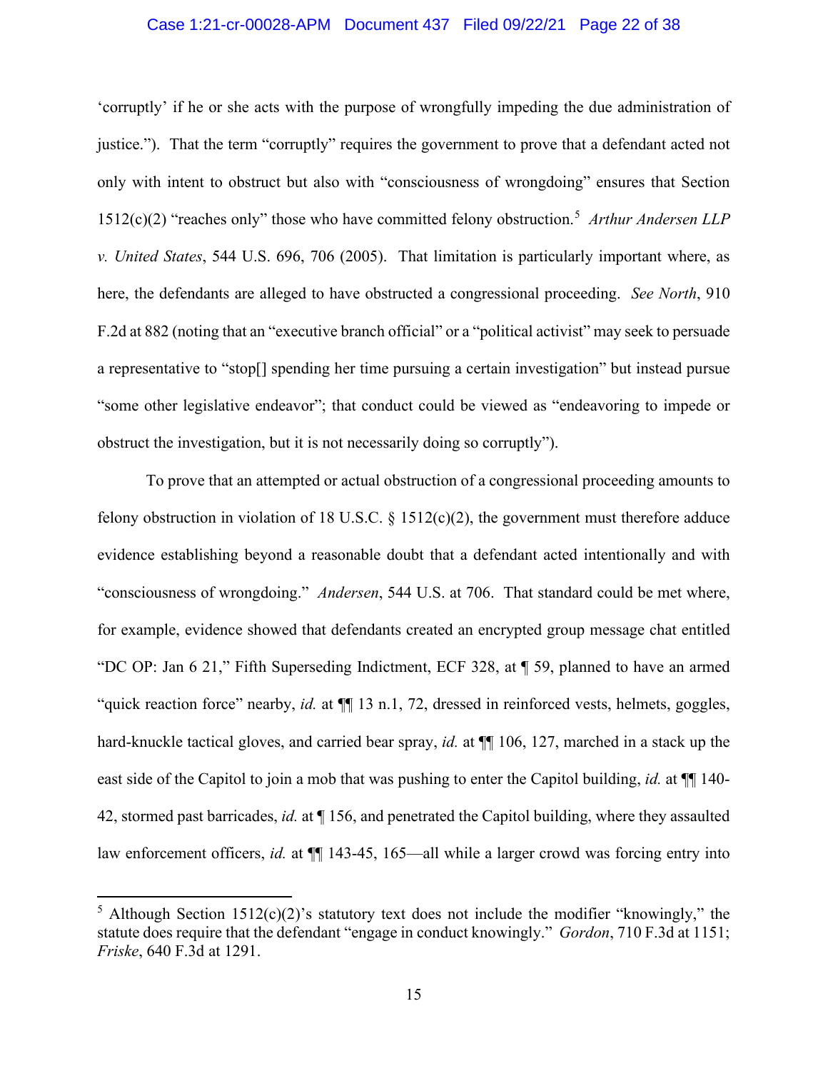'corruptly' if he or she acts with the purpose of wrongfully impeding the due administration of justice."). That the term "corruptly" requires the government to prove that a defendant acted not only with intent to obstruct but also with "consciousness of wrongdoing" ensures that Section 1512(c)(2) "reaches only" those who have committed felony obstruction.[5] *Arthur Andersen LLP v. United States*, 544 U.S. 696, 706 (2005). That limitation is particularly important where, as here, the defendants are alleged to have obstructed a congressional proceeding. *See North*, 910 F.2d at 882 (noting that an "executive branch official" or a "political activist" may seek to persuade a representative to "stop[] spending her time pursuing a certain investigation" but instead pursue "some other legislative endeavor"; that conduct could be viewed as "endeavoring to impede or obstruct the investigation, but it is not necessarily doing so corruptly").

To prove that an attempted or actual obstruction of a congressional proceeding amounts to felony obstruction in violation of 18 U.S.C. § 1512(c)(2), the government must therefore adduce evidence establishing beyond a reasonable doubt that a defendant acted intentionally and with "consciousness of wrongdoing." *Andersen*, 544 U.S. at 706. That standard could be met where, for example, evidence showed that defendants created an encrypted group message chat entitled "DC OP: Jan 6 21," Fifth Superseding Indictment, ECF 328, at ¶ 59, planned to have an armed "quick reaction force" nearby, *id.* at ¶¶ 13 n.1, 72, dressed in reinforced vests, helmets, goggles, hard-knuckle tactical gloves, and carried bear spray, *id.* at ¶¶ 106, 127, marched in a stack up the east side of the Capitol to join a mob that was pushing to enter the Capitol building, *id.* at ¶¶ 140-42, stormed past barricades, *id.* at ¶ 156, and penetrated the Capitol building, where they assaulted law enforcement officers, *id.* at ¶¶ 143-45, 165—all while a larger crowd was forcing entry into

[5] Although Section 1512(c)(2)'s statutory text does not include the modifier "knowingly," the statute does require that the defendant "engage in conduct knowingly." *Gordon*, 710 F.3d at 1151; *Friske*, 640 F.3d at 1291.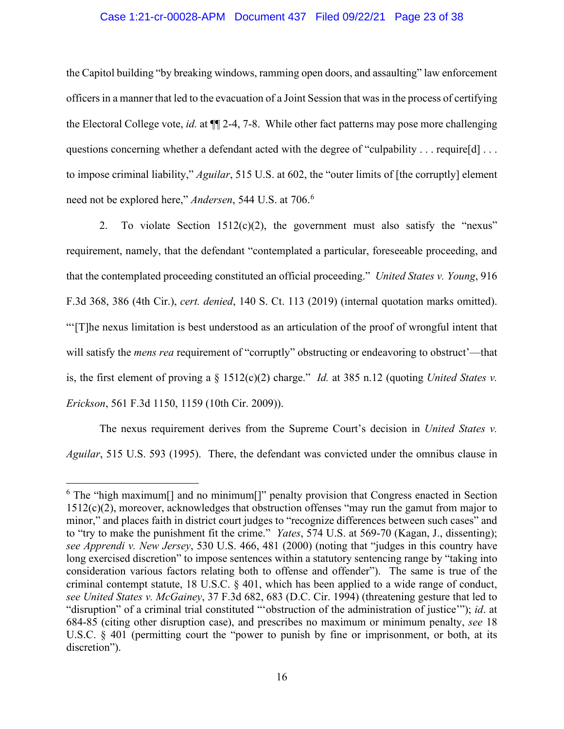the Capitol building "by breaking windows, ramming open doors, and assaulting" law enforcement officers in a manner that led to the evacuation of a Joint Session that was in the process of certifying the Electoral College vote, *id.* at ¶¶ 2-4, 7-8. While other fact patterns may pose more challenging questions concerning whether a defendant acted with the degree of "culpability . . . require[d] . . . to impose criminal liability," *Aguilar*, 515 U.S. at 602, the "outer limits of [the corruptly] element need not be explored here," *Andersen*, 544 U.S. at 706.[6]

2. To violate Section 1512(c)(2), the government must also satisfy the "nexus" requirement, namely, that the defendant "contemplated a particular, foreseeable proceeding, and that the contemplated proceeding constituted an official proceeding." *United States v. Young*, 916 F.3d 368, 386 (4th Cir.), *cert. denied*, 140 S. Ct. 113 (2019) (internal quotation marks omitted). "'[T]he nexus limitation is best understood as an articulation of the proof of wrongful intent that will satisfy the *mens rea* requirement of "corruptly" obstructing or endeavoring to obstruct'—that is, the first element of proving a § 1512(c)(2) charge." *Id.* at 385 n.12 (quoting *United States v. Erickson*, 561 F.3d 1150, 1159 (10th Cir. 2009)).

The nexus requirement derives from the Supreme Court's decision in *United States v. Aguilar*, 515 U.S. 593 (1995). There, the defendant was convicted under the omnibus clause in

---

[6] The "high maximum[] and no minimum[]" penalty provision that Congress enacted in Section 1512(c)(2), moreover, acknowledges that obstruction offenses "may run the gamut from major to minor," and places faith in district court judges to "recognize differences between such cases" and to "try to make the punishment fit the crime." *Yates*, 574 U.S. at 569-70 (Kagan, J., dissenting); *see Apprendi v. New Jersey*, 530 U.S. 466, 481 (2000) (noting that "judges in this country have long exercised discretion" to impose sentences within a statutory sentencing range by "taking into consideration various factors relating both to offense and offender"). The same is true of the criminal contempt statute, 18 U.S.C. § 401, which has been applied to a wide range of conduct, *see United States v. McGainey*, 37 F.3d 682, 683 (D.C. Cir. 1994) (threatening gesture that led to "disruption" of a criminal trial constituted "'obstruction of the administration of justice'"); *id*. at 684-85 (citing other disruption case), and prescribes no maximum or minimum penalty, *see* 18 U.S.C. § 401 (permitting court the "power to punish by fine or imprisonment, or both, at its discretion").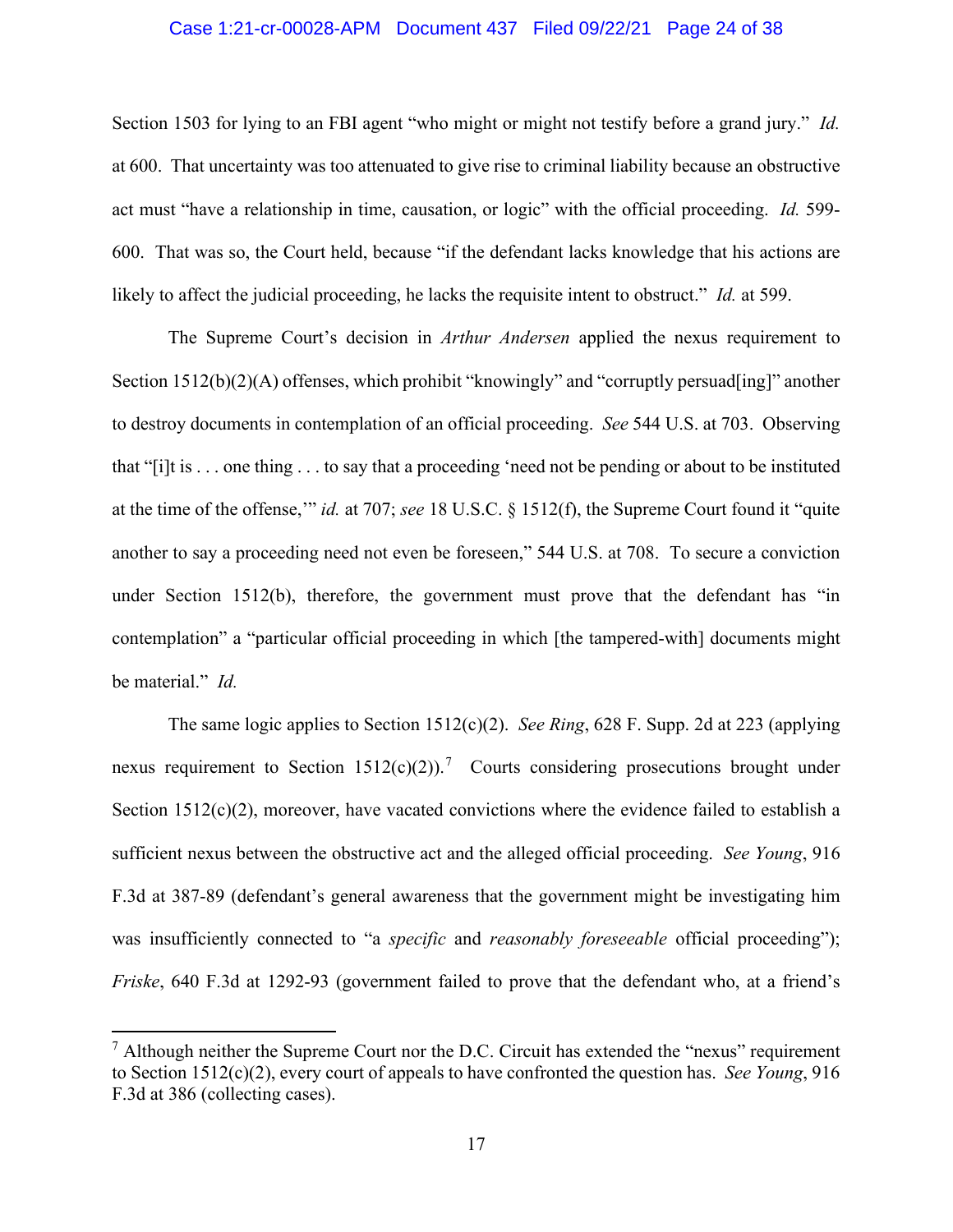Section 1503 for lying to an FBI agent "who might or might not testify before a grand jury." *Id.* at 600. That uncertainty was too attenuated to give rise to criminal liability because an obstructive act must "have a relationship in time, causation, or logic" with the official proceeding. *Id.* 599-600. That was so, the Court held, because "if the defendant lacks knowledge that his actions are likely to affect the judicial proceeding, he lacks the requisite intent to obstruct." *Id.* at 599.

The Supreme Court's decision in *Arthur Andersen* applied the nexus requirement to Section 1512(b)(2)(A) offenses, which prohibit "knowingly" and "corruptly persuad[ing]" another to destroy documents in contemplation of an official proceeding. *See* 544 U.S. at 703. Observing that "[i]t is . . . one thing . . . to say that a proceeding 'need not be pending or about to be instituted at the time of the offense,'" *id.* at 707; *see* 18 U.S.C. § 1512(f), the Supreme Court found it "quite another to say a proceeding need not even be foreseen," 544 U.S. at 708. To secure a conviction under Section 1512(b), therefore, the government must prove that the defendant has "in contemplation" a "particular official proceeding in which [the tampered-with] documents might be material." *Id.*

The same logic applies to Section 1512(c)(2). *See Ring*, 628 F. Supp. 2d at 223 (applying nexus requirement to Section 1512(c)(2)).[7] Courts considering prosecutions brought under Section 1512(c)(2), moreover, have vacated convictions where the evidence failed to establish a sufficient nexus between the obstructive act and the alleged official proceeding. *See Young*, 916 F.3d at 387-89 (defendant's general awareness that the government might be investigating him was insufficiently connected to "a *specific* and *reasonably foreseeable* official proceeding"); *Friske*, 640 F.3d at 1292-93 (government failed to prove that the defendant who, at a friend's

---

[7] Although neither the Supreme Court nor the D.C. Circuit has extended the "nexus" requirement to Section 1512(c)(2), every court of appeals to have confronted the question has. *See Young*, 916 F.3d at 386 (collecting cases).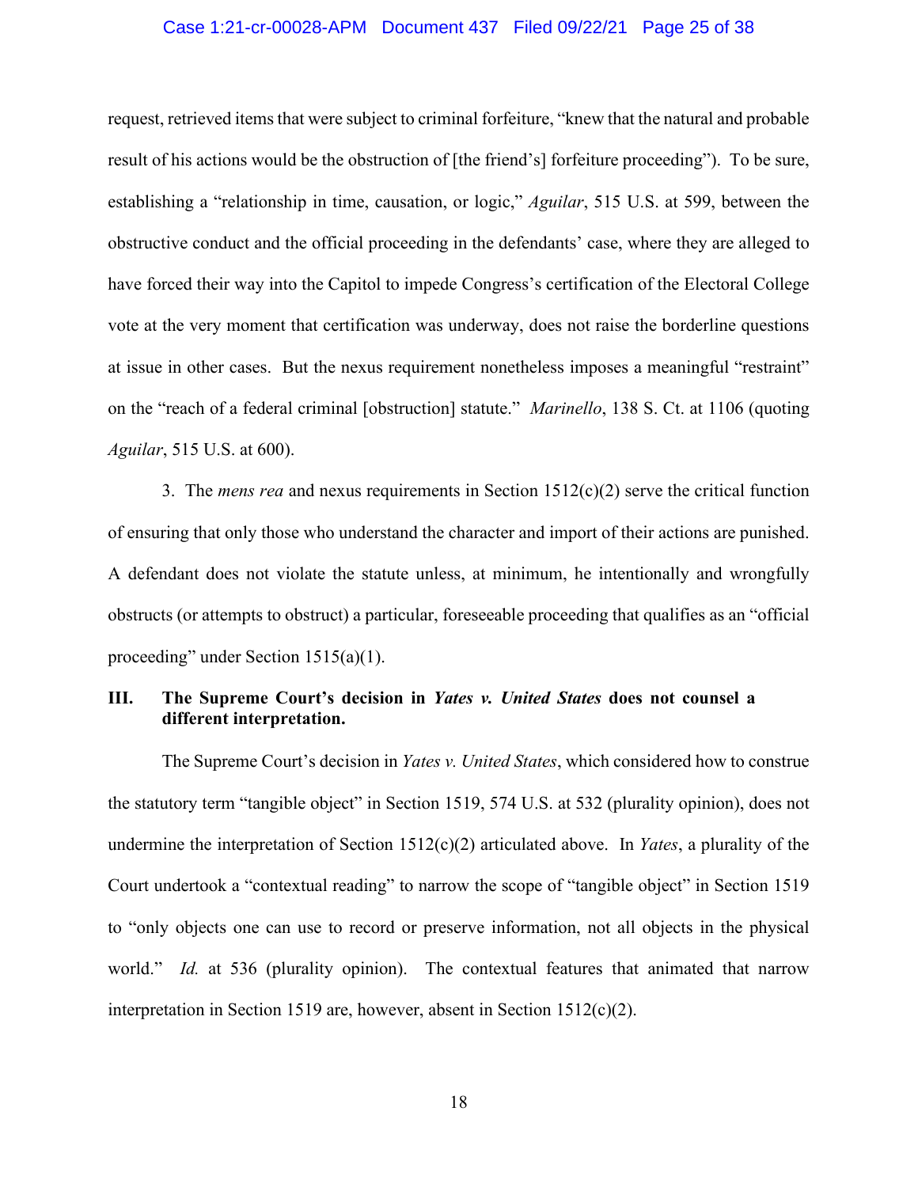request, retrieved items that were subject to criminal forfeiture, "knew that the natural and probable result of his actions would be the obstruction of [the friend's] forfeiture proceeding"). To be sure, establishing a "relationship in time, causation, or logic," *Aguilar*, 515 U.S. at 599, between the obstructive conduct and the official proceeding in the defendants' case, where they are alleged to have forced their way into the Capitol to impede Congress's certification of the Electoral College vote at the very moment that certification was underway, does not raise the borderline questions at issue in other cases. But the nexus requirement nonetheless imposes a meaningful "restraint" on the "reach of a federal criminal [obstruction] statute." *Marinello*, 138 S. Ct. at 1106 (quoting *Aguilar*, 515 U.S. at 600).

3. The *mens rea* and nexus requirements in Section 1512(c)(2) serve the critical function of ensuring that only those who understand the character and import of their actions are punished. A defendant does not violate the statute unless, at minimum, he intentionally and wrongfully obstructs (or attempts to obstruct) a particular, foreseeable proceeding that qualifies as an "official proceeding" under Section 1515(a)(1).

## III. The Supreme Court's decision in *Yates v. United States* does not counsel a different interpretation.

The Supreme Court's decision in *Yates v. United States*, which considered how to construe the statutory term "tangible object" in Section 1519, 574 U.S. at 532 (plurality opinion), does not undermine the interpretation of Section 1512(c)(2) articulated above. In *Yates*, a plurality of the Court undertook a "contextual reading" to narrow the scope of "tangible object" in Section 1519 to "only objects one can use to record or preserve information, not all objects in the physical world." *Id.* at 536 (plurality opinion). The contextual features that animated that narrow interpretation in Section 1519 are, however, absent in Section 1512(c)(2).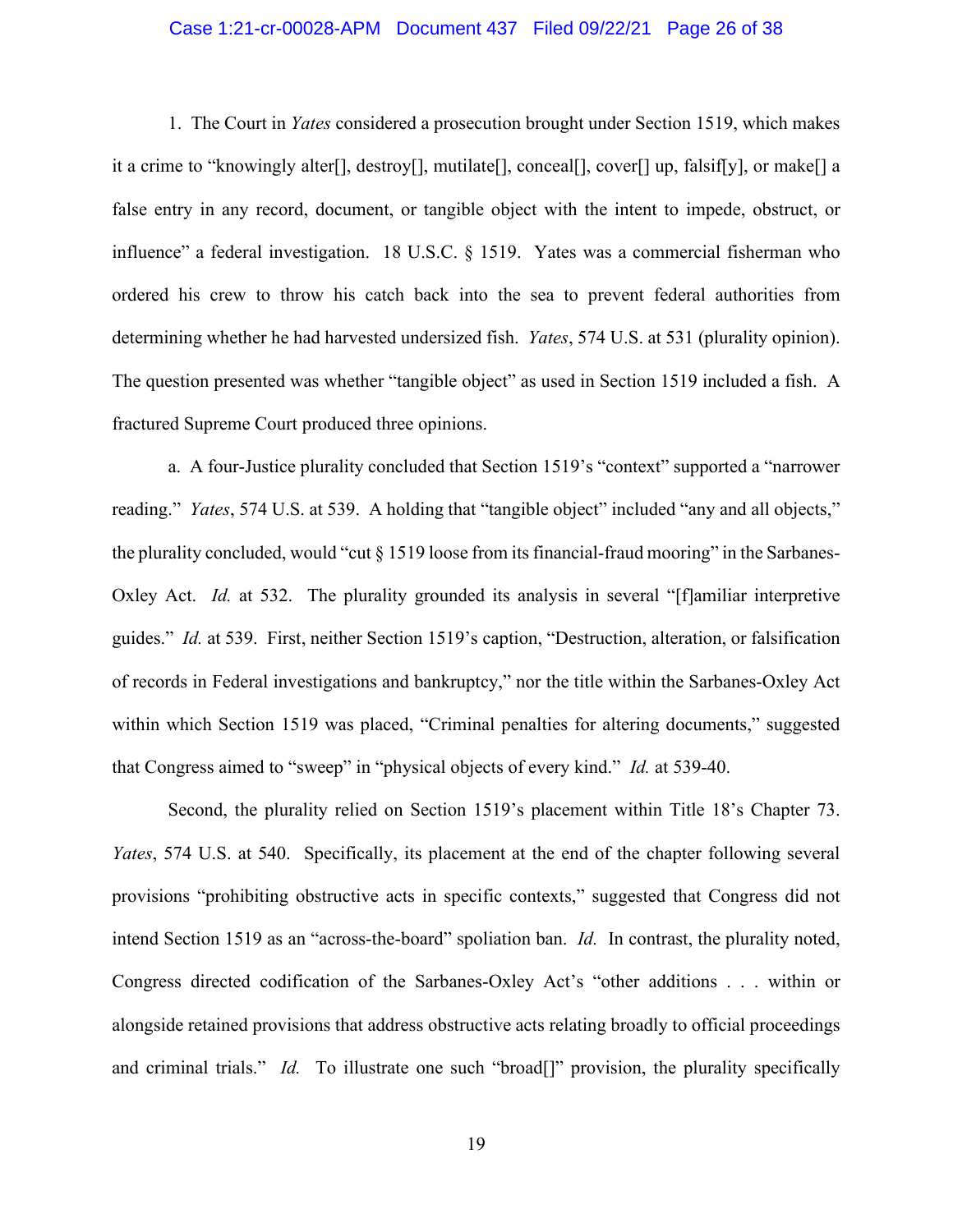1. The Court in *Yates* considered a prosecution brought under Section 1519, which makes it a crime to "knowingly alter[], destroy[], mutilate[], conceal[], cover[] up, falsif[y], or make[] a false entry in any record, document, or tangible object with the intent to impede, obstruct, or influence" a federal investigation. 18 U.S.C. § 1519. Yates was a commercial fisherman who ordered his crew to throw his catch back into the sea to prevent federal authorities from determining whether he had harvested undersized fish. *Yates*, 574 U.S. at 531 (plurality opinion). The question presented was whether "tangible object" as used in Section 1519 included a fish. A fractured Supreme Court produced three opinions.

a. A four-Justice plurality concluded that Section 1519's "context" supported a "narrower reading." *Yates*, 574 U.S. at 539. A holding that "tangible object" included "any and all objects," the plurality concluded, would "cut § 1519 loose from its financial-fraud mooring" in the Sarbanes-Oxley Act. *Id.* at 532. The plurality grounded its analysis in several "[f]amiliar interpretive guides." *Id.* at 539. First, neither Section 1519's caption, "Destruction, alteration, or falsification of records in Federal investigations and bankruptcy," nor the title within the Sarbanes-Oxley Act within which Section 1519 was placed, "Criminal penalties for altering documents," suggested that Congress aimed to "sweep" in "physical objects of every kind." *Id.* at 539-40.

Second, the plurality relied on Section 1519's placement within Title 18's Chapter 73. *Yates*, 574 U.S. at 540. Specifically, its placement at the end of the chapter following several provisions "prohibiting obstructive acts in specific contexts," suggested that Congress did not intend Section 1519 as an "across-the-board" spoliation ban. *Id.* In contrast, the plurality noted, Congress directed codification of the Sarbanes-Oxley Act's "other additions . . . within or alongside retained provisions that address obstructive acts relating broadly to official proceedings and criminal trials." *Id.* To illustrate one such "broad[]" provision, the plurality specifically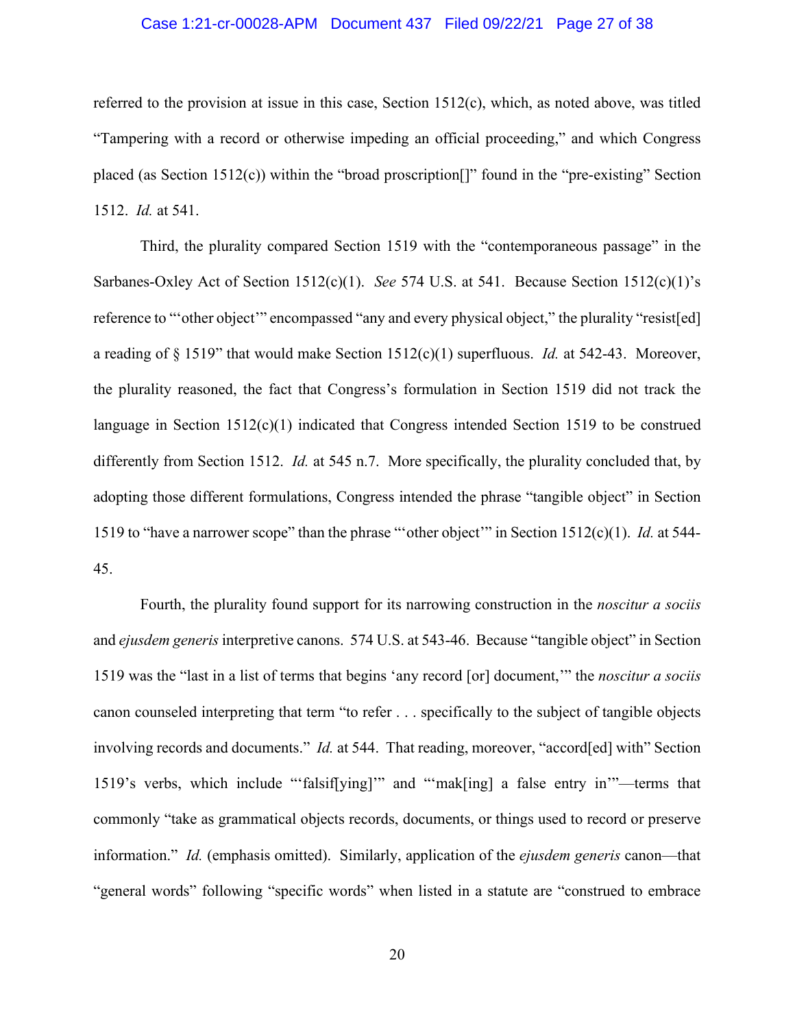referred to the provision at issue in this case, Section 1512(c), which, as noted above, was titled "Tampering with a record or otherwise impeding an official proceeding," and which Congress placed (as Section 1512(c)) within the "broad proscription[]" found in the "pre-existing" Section 1512. *Id.* at 541.

Third, the plurality compared Section 1519 with the "contemporaneous passage" in the Sarbanes-Oxley Act of Section 1512(c)(1). *See* 574 U.S. at 541. Because Section 1512(c)(1)'s reference to "'other object'" encompassed "any and every physical object," the plurality "resist[ed] a reading of § 1519" that would make Section 1512(c)(1) superfluous. *Id.* at 542-43. Moreover, the plurality reasoned, the fact that Congress's formulation in Section 1519 did not track the language in Section 1512(c)(1) indicated that Congress intended Section 1519 to be construed differently from Section 1512. *Id.* at 545 n.7. More specifically, the plurality concluded that, by adopting those different formulations, Congress intended the phrase "tangible object" in Section 1519 to "have a narrower scope" than the phrase "'other object'" in Section 1512(c)(1). *Id.* at 544-45.

Fourth, the plurality found support for its narrowing construction in the *noscitur a sociis* and *ejusdem generis* interpretive canons. 574 U.S. at 543-46. Because "tangible object" in Section 1519 was the "last in a list of terms that begins 'any record [or] document,'" the *noscitur a sociis* canon counseled interpreting that term "to refer . . . specifically to the subject of tangible objects involving records and documents." *Id.* at 544. That reading, moreover, "accord[ed] with" Section 1519's verbs, which include "'falsif[ying]'" and "'mak[ing] a false entry in'"—terms that commonly "take as grammatical objects records, documents, or things used to record or preserve information." *Id.* (emphasis omitted). Similarly, application of the *ejusdem generis* canon—that "general words" following "specific words" when listed in a statute are "construed to embrace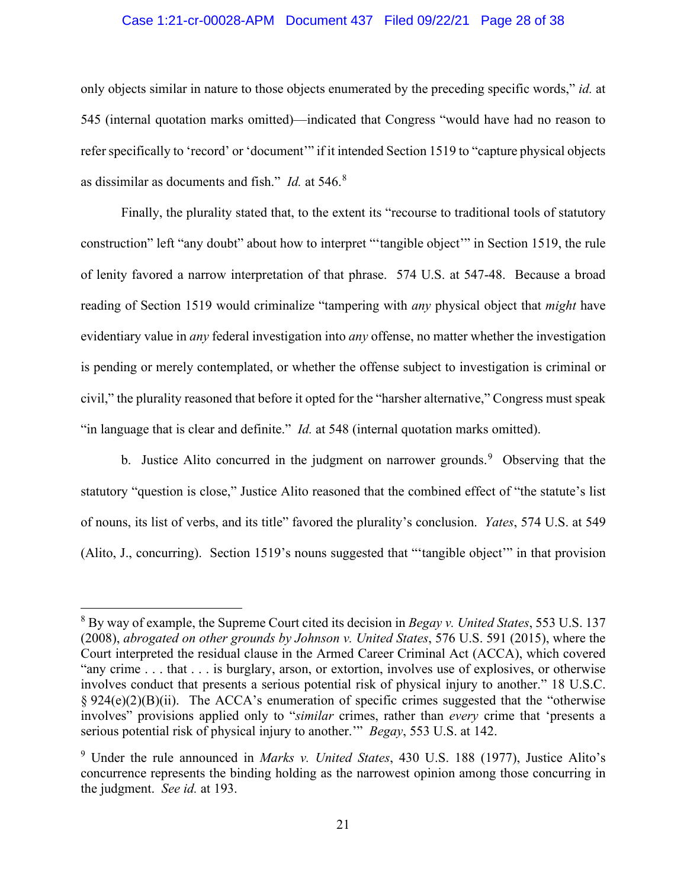only objects similar in nature to those objects enumerated by the preceding specific words," *id.* at 545 (internal quotation marks omitted)—indicated that Congress "would have had no reason to refer specifically to 'record' or 'document'" if it intended Section 1519 to "capture physical objects as dissimilar as documents and fish." *Id.* at 546.[8]

Finally, the plurality stated that, to the extent its "recourse to traditional tools of statutory construction" left "any doubt" about how to interpret "'tangible object'" in Section 1519, the rule of lenity favored a narrow interpretation of that phrase. 574 U.S. at 547-48. Because a broad reading of Section 1519 would criminalize "tampering with *any* physical object that *might* have evidentiary value in *any* federal investigation into *any* offense, no matter whether the investigation is pending or merely contemplated, or whether the offense subject to investigation is criminal or civil," the plurality reasoned that before it opted for the "harsher alternative," Congress must speak "in language that is clear and definite." *Id.* at 548 (internal quotation marks omitted).

b. Justice Alito concurred in the judgment on narrower grounds.[9] Observing that the statutory "question is close," Justice Alito reasoned that the combined effect of "the statute's list of nouns, its list of verbs, and its title" favored the plurality's conclusion. *Yates*, 574 U.S. at 549 (Alito, J., concurring). Section 1519's nouns suggested that "'tangible object'" in that provision

---

[8] By way of example, the Supreme Court cited its decision in *Begay v. United States*, 553 U.S. 137 (2008), *abrogated on other grounds by Johnson v. United States*, 576 U.S. 591 (2015), where the Court interpreted the residual clause in the Armed Career Criminal Act (ACCA), which covered "any crime . . . that . . . is burglary, arson, or extortion, involves use of explosives, or otherwise involves conduct that presents a serious potential risk of physical injury to another." 18 U.S.C. § 924(e)(2)(B)(ii). The ACCA's enumeration of specific crimes suggested that the "otherwise involves" provisions applied only to "*similar* crimes, rather than *every* crime that 'presents a serious potential risk of physical injury to another.'" *Begay*, 553 U.S. at 142.

[9] Under the rule announced in *Marks v. United States*, 430 U.S. 188 (1977), Justice Alito's concurrence represents the binding holding as the narrowest opinion among those concurring in the judgment. *See id.* at 193.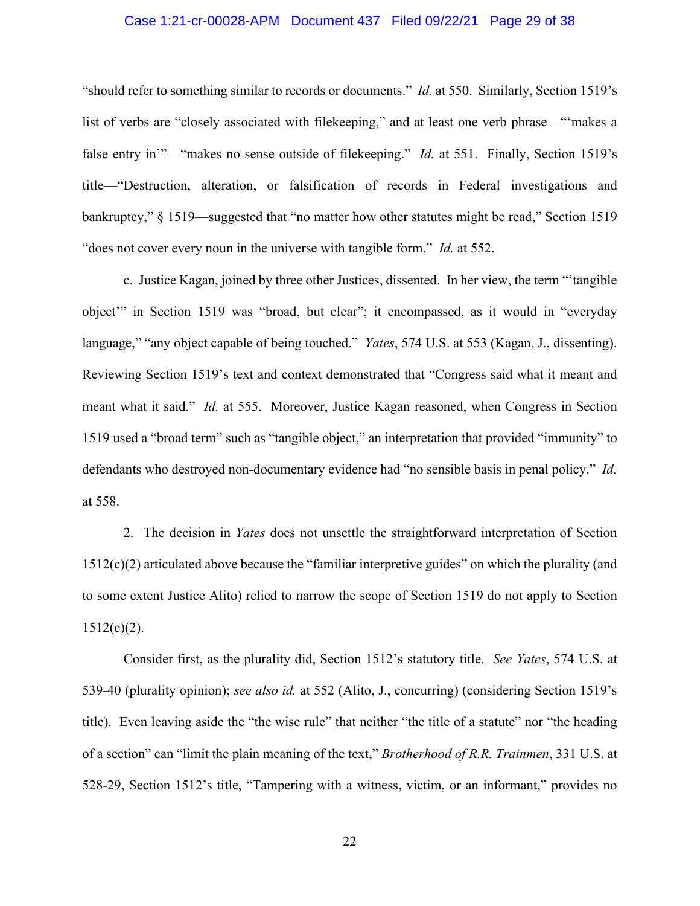"should refer to something similar to records or documents." *Id.* at 550. Similarly, Section 1519's list of verbs are "closely associated with filekeeping," and at least one verb phrase—"'makes a false entry in'"—"makes no sense outside of filekeeping." *Id.* at 551. Finally, Section 1519's title—"Destruction, alteration, or falsification of records in Federal investigations and bankruptcy," § 1519—suggested that "no matter how other statutes might be read," Section 1519 "does not cover every noun in the universe with tangible form." *Id.* at 552.

c. Justice Kagan, joined by three other Justices, dissented. In her view, the term "'tangible object'" in Section 1519 was "broad, but clear"; it encompassed, as it would in "everyday language," "any object capable of being touched." *Yates*, 574 U.S. at 553 (Kagan, J., dissenting). Reviewing Section 1519's text and context demonstrated that "Congress said what it meant and meant what it said." *Id.* at 555. Moreover, Justice Kagan reasoned, when Congress in Section 1519 used a "broad term" such as "tangible object," an interpretation that provided "immunity" to defendants who destroyed non-documentary evidence had "no sensible basis in penal policy." *Id.* at 558.

2. The decision in *Yates* does not unsettle the straightforward interpretation of Section 1512(c)(2) articulated above because the "familiar interpretive guides" on which the plurality (and to some extent Justice Alito) relied to narrow the scope of Section 1519 do not apply to Section 1512(c)(2).

Consider first, as the plurality did, Section 1512's statutory title. *See Yates*, 574 U.S. at 539-40 (plurality opinion); *see also id.* at 552 (Alito, J., concurring) (considering Section 1519's title). Even leaving aside the "the wise rule" that neither "the title of a statute" nor "the heading of a section" can "limit the plain meaning of the text," *Brotherhood of R.R. Trainmen*, 331 U.S. at 528-29, Section 1512's title, "Tampering with a witness, victim, or an informant," provides no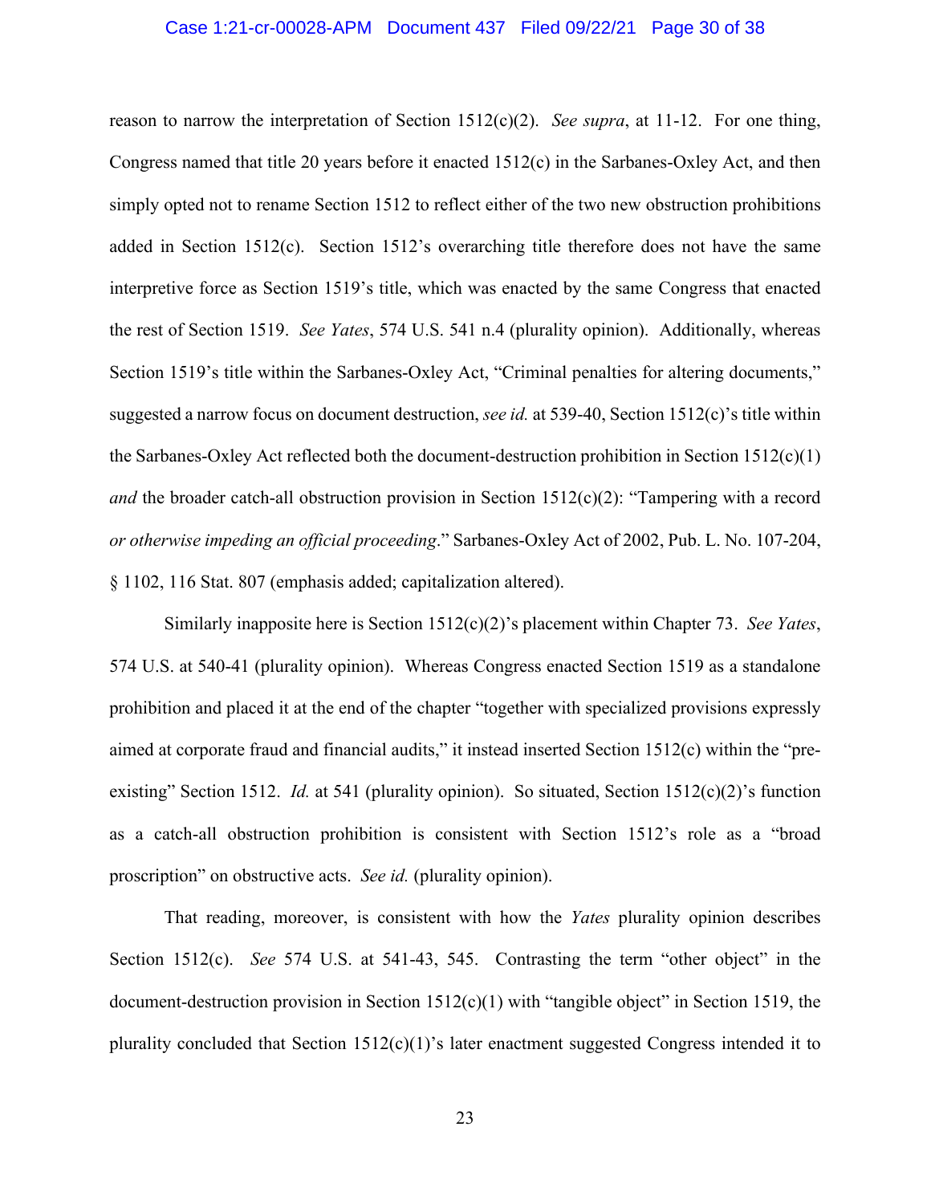reason to narrow the interpretation of Section 1512(c)(2). *See supra*, at 11-12. For one thing, Congress named that title 20 years before it enacted 1512(c) in the Sarbanes-Oxley Act, and then simply opted not to rename Section 1512 to reflect either of the two new obstruction prohibitions added in Section 1512(c). Section 1512's overarching title therefore does not have the same interpretive force as Section 1519's title, which was enacted by the same Congress that enacted the rest of Section 1519. *See Yates*, 574 U.S. 541 n.4 (plurality opinion). Additionally, whereas Section 1519's title within the Sarbanes-Oxley Act, "Criminal penalties for altering documents," suggested a narrow focus on document destruction, *see id.* at 539-40, Section 1512(c)'s title within the Sarbanes-Oxley Act reflected both the document-destruction prohibition in Section 1512(c)(1) *and* the broader catch-all obstruction provision in Section 1512(c)(2): "Tampering with a record *or otherwise impeding an official proceeding*." Sarbanes-Oxley Act of 2002, Pub. L. No. 107-204, § 1102, 116 Stat. 807 (emphasis added; capitalization altered).

Similarly inapposite here is Section 1512(c)(2)'s placement within Chapter 73. *See Yates*, 574 U.S. at 540-41 (plurality opinion). Whereas Congress enacted Section 1519 as a standalone prohibition and placed it at the end of the chapter "together with specialized provisions expressly aimed at corporate fraud and financial audits," it instead inserted Section 1512(c) within the "pre-existing" Section 1512. *Id.* at 541 (plurality opinion). So situated, Section 1512(c)(2)'s function as a catch-all obstruction prohibition is consistent with Section 1512's role as a "broad proscription" on obstructive acts. *See id.* (plurality opinion).

That reading, moreover, is consistent with how the *Yates* plurality opinion describes Section 1512(c). *See* 574 U.S. at 541-43, 545. Contrasting the term "other object" in the document-destruction provision in Section 1512(c)(1) with "tangible object" in Section 1519, the plurality concluded that Section 1512(c)(1)'s later enactment suggested Congress intended it to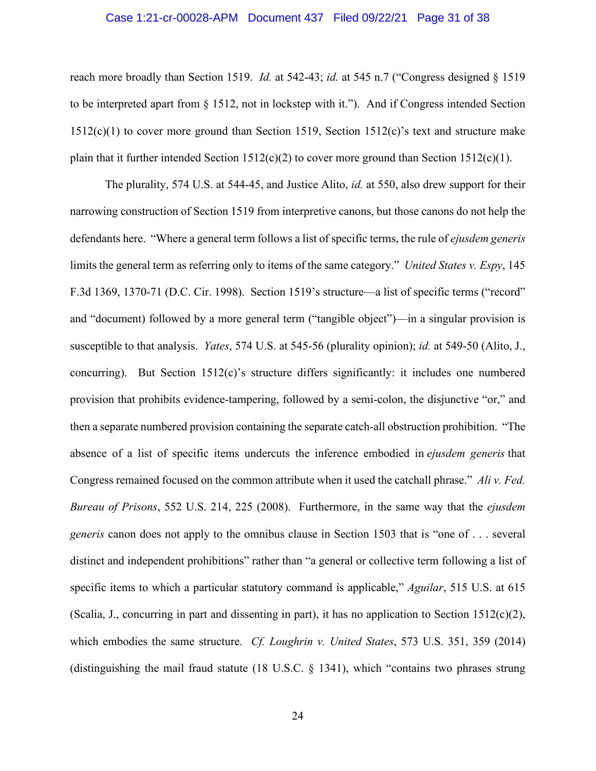reach more broadly than Section 1519. *Id.* at 542-43; *id.* at 545 n.7 ("Congress designed § 1519 to be interpreted apart from § 1512, not in lockstep with it."). And if Congress intended Section 1512(c)(1) to cover more ground than Section 1519, Section 1512(c)'s text and structure make plain that it further intended Section 1512(c)(2) to cover more ground than Section 1512(c)(1).

The plurality, 574 U.S. at 544-45, and Justice Alito, *id.* at 550, also drew support for their narrowing construction of Section 1519 from interpretive canons, but those canons do not help the defendants here. "Where a general term follows a list of specific terms, the rule of *ejusdem generis* limits the general term as referring only to items of the same category." *United States v. Espy*, 145 F.3d 1369, 1370-71 (D.C. Cir. 1998). Section 1519's structure—a list of specific terms ("record" and "document) followed by a more general term ("tangible object")—in a singular provision is susceptible to that analysis. *Yates*, 574 U.S. at 545-56 (plurality opinion); *id.* at 549-50 (Alito, J., concurring). But Section 1512(c)'s structure differs significantly: it includes one numbered provision that prohibits evidence-tampering, followed by a semi-colon, the disjunctive "or," and then a separate numbered provision containing the separate catch-all obstruction prohibition. "The absence of a list of specific items undercuts the inference embodied in *ejusdem generis* that Congress remained focused on the common attribute when it used the catchall phrase." *Ali v. Fed. Bureau of Prisons*, 552 U.S. 214, 225 (2008). Furthermore, in the same way that the *ejusdem generis* canon does not apply to the omnibus clause in Section 1503 that is "one of . . . several distinct and independent prohibitions" rather than "a general or collective term following a list of specific items to which a particular statutory command is applicable," *Aguilar*, 515 U.S. at 615 (Scalia, J., concurring in part and dissenting in part), it has no application to Section 1512(c)(2), which embodies the same structure. *Cf. Loughrin v. United States*, 573 U.S. 351, 359 (2014) (distinguishing the mail fraud statute (18 U.S.C. § 1341), which "contains two phrases strung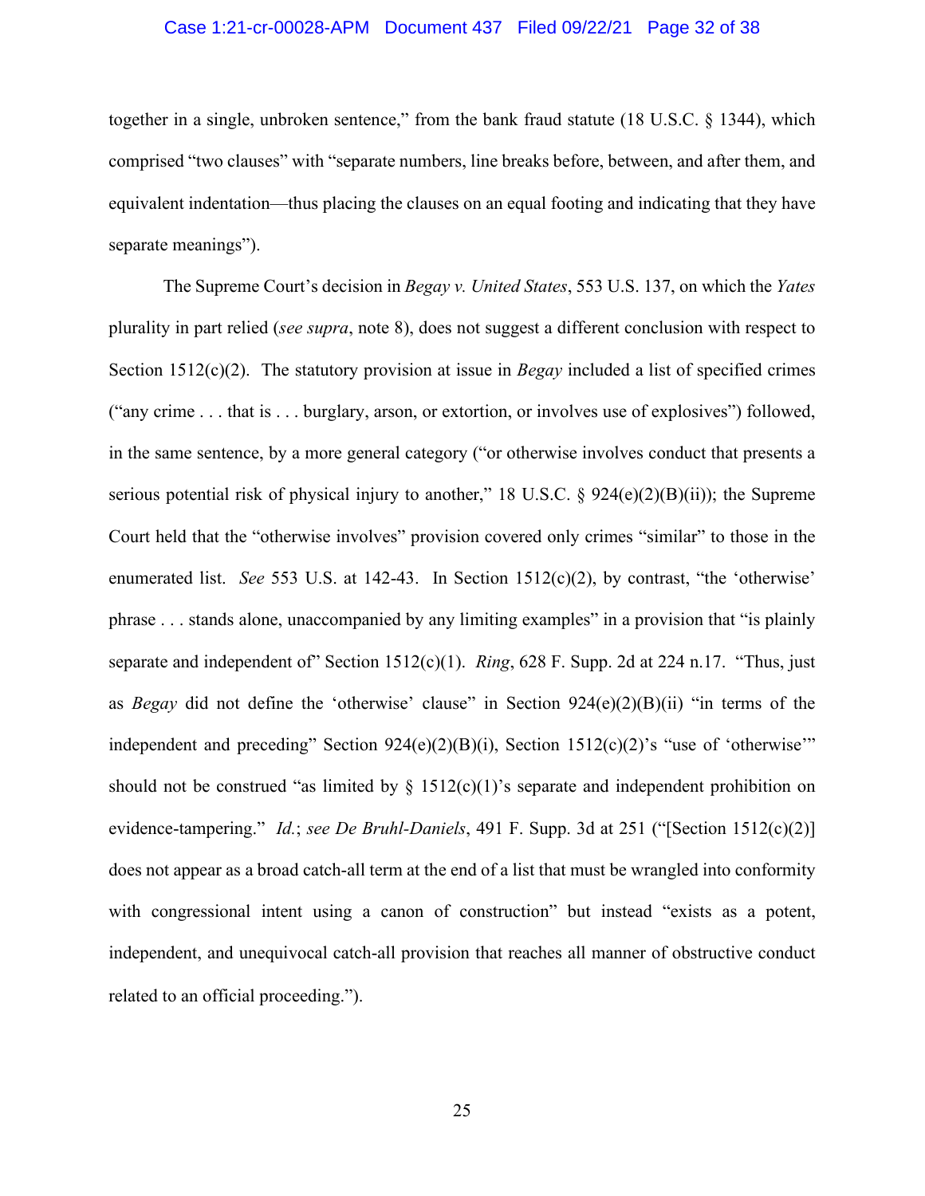together in a single, unbroken sentence," from the bank fraud statute (18 U.S.C. § 1344), which comprised "two clauses" with "separate numbers, line breaks before, between, and after them, and equivalent indentation—thus placing the clauses on an equal footing and indicating that they have separate meanings").

The Supreme Court's decision in *Begay v. United States*, 553 U.S. 137, on which the *Yates* plurality in part relied (*see supra*, note 8), does not suggest a different conclusion with respect to Section 1512(c)(2). The statutory provision at issue in *Begay* included a list of specified crimes ("any crime . . . that is . . . burglary, arson, or extortion, or involves use of explosives") followed, in the same sentence, by a more general category ("or otherwise involves conduct that presents a serious potential risk of physical injury to another," 18 U.S.C. § 924(e)(2)(B)(ii)); the Supreme Court held that the "otherwise involves" provision covered only crimes "similar" to those in the enumerated list. *See* 553 U.S. at 142-43. In Section 1512(c)(2), by contrast, "the 'otherwise' phrase . . . stands alone, unaccompanied by any limiting examples" in a provision that "is plainly separate and independent of" Section 1512(c)(1). *Ring*, 628 F. Supp. 2d at 224 n.17. "Thus, just as *Begay* did not define the 'otherwise' clause" in Section 924(e)(2)(B)(ii) "in terms of the independent and preceding" Section 924(e)(2)(B)(i), Section 1512(c)(2)'s "use of 'otherwise'" should not be construed "as limited by § 1512(c)(1)'s separate and independent prohibition on evidence-tampering." *Id.*; *see De Bruhl-Daniels*, 491 F. Supp. 3d at 251 ("[Section 1512(c)(2)] does not appear as a broad catch-all term at the end of a list that must be wrangled into conformity with congressional intent using a canon of construction" but instead "exists as a potent, independent, and unequivocal catch-all provision that reaches all manner of obstructive conduct related to an official proceeding.").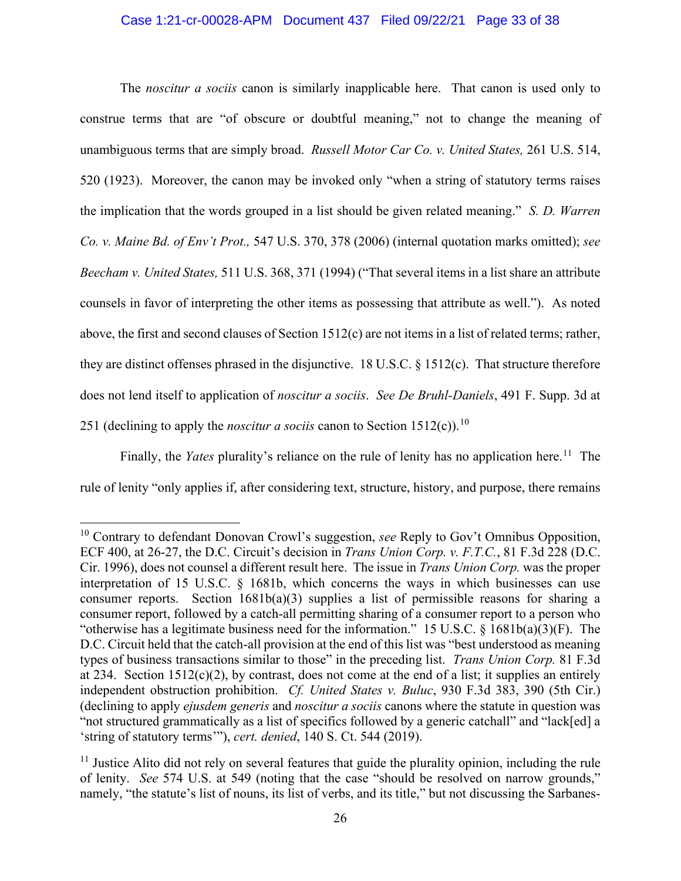The *noscitur a sociis* canon is similarly inapplicable here. That canon is used only to construe terms that are "of obscure or doubtful meaning," not to change the meaning of unambiguous terms that are simply broad. *Russell Motor Car Co. v. United States,* 261 U.S. 514, 520 (1923). Moreover, the canon may be invoked only "when a string of statutory terms raises the implication that the words grouped in a list should be given related meaning." *S. D. Warren Co. v. Maine Bd. of Env't Prot.,* 547 U.S. 370, 378 (2006) (internal quotation marks omitted); *see Beecham v. United States,* 511 U.S. 368, 371 (1994) ("That several items in a list share an attribute counsels in favor of interpreting the other items as possessing that attribute as well."). As noted above, the first and second clauses of Section 1512(c) are not items in a list of related terms; rather, they are distinct offenses phrased in the disjunctive. 18 U.S.C. § 1512(c). That structure therefore does not lend itself to application of *noscitur a sociis*. *See De Bruhl-Daniels*, 491 F. Supp. 3d at 251 (declining to apply the *noscitur a sociis* canon to Section 1512(c)).[10]

Finally, the *Yates* plurality's reliance on the rule of lenity has no application here.[11] The rule of lenity "only applies if, after considering text, structure, history, and purpose, there remains

---

[10] Contrary to defendant Donovan Crowl's suggestion, *see* Reply to Gov't Omnibus Opposition, ECF 400, at 26-27, the D.C. Circuit's decision in *Trans Union Corp. v. F.T.C.*, 81 F.3d 228 (D.C. Cir. 1996), does not counsel a different result here. The issue in *Trans Union Corp.* was the proper interpretation of 15 U.S.C. § 1681b, which concerns the ways in which businesses can use consumer reports. Section 1681b(a)(3) supplies a list of permissible reasons for sharing a consumer report, followed by a catch-all permitting sharing of a consumer report to a person who "otherwise has a legitimate business need for the information." 15 U.S.C. § 1681b(a)(3)(F). The D.C. Circuit held that the catch-all provision at the end of this list was "best understood as meaning types of business transactions similar to those" in the preceding list. *Trans Union Corp.* 81 F.3d at 234. Section 1512(c)(2), by contrast, does not come at the end of a list; it supplies an entirely independent obstruction prohibition. *Cf. United States v. Buluc*, 930 F.3d 383, 390 (5th Cir.) (declining to apply *ejusdem generis* and *noscitur a sociis* canons where the statute in question was "not structured grammatically as a list of specifics followed by a generic catchall" and "lack[ed] a 'string of statutory terms'"), *cert. denied*, 140 S. Ct. 544 (2019).

[11] Justice Alito did not rely on several features that guide the plurality opinion, including the rule of lenity. *See* 574 U.S. at 549 (noting that the case "should be resolved on narrow grounds," namely, "the statute's list of nouns, its list of verbs, and its title," but not discussing the Sarbanes-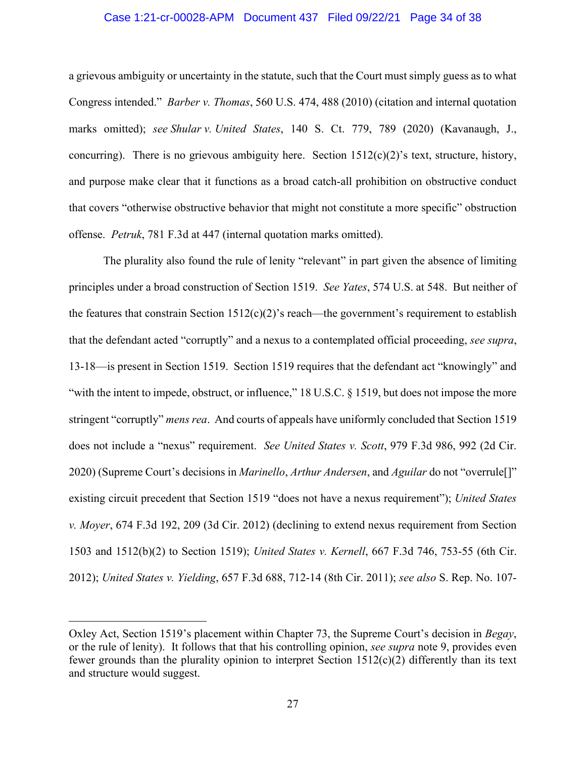a grievous ambiguity or uncertainty in the statute, such that the Court must simply guess as to what Congress intended." *Barber v. Thomas*, 560 U.S. 474, 488 (2010) (citation and internal quotation marks omitted); *see Shular v. United States*, 140 S. Ct. 779, 789 (2020) (Kavanaugh, J., concurring). There is no grievous ambiguity here. Section 1512(c)(2)'s text, structure, history, and purpose make clear that it functions as a broad catch-all prohibition on obstructive conduct that covers "otherwise obstructive behavior that might not constitute a more specific" obstruction offense. *Petruk*, 781 F.3d at 447 (internal quotation marks omitted).

The plurality also found the rule of lenity "relevant" in part given the absence of limiting principles under a broad construction of Section 1519. *See Yates*, 574 U.S. at 548. But neither of the features that constrain Section 1512(c)(2)'s reach—the government's requirement to establish that the defendant acted "corruptly" and a nexus to a contemplated official proceeding, *see supra*, 13-18—is present in Section 1519. Section 1519 requires that the defendant act "knowingly" and "with the intent to impede, obstruct, or influence," 18 U.S.C. § 1519, but does not impose the more stringent "corruptly" *mens rea*. And courts of appeals have uniformly concluded that Section 1519 does not include a "nexus" requirement. *See United States v. Scott*, 979 F.3d 986, 992 (2d Cir. 2020) (Supreme Court's decisions in *Marinello*, *Arthur Andersen*, and *Aguilar* do not "overrule[]" existing circuit precedent that Section 1519 "does not have a nexus requirement"); *United States v. Moyer*, 674 F.3d 192, 209 (3d Cir. 2012) (declining to extend nexus requirement from Section 1503 and 1512(b)(2) to Section 1519); *United States v. Kernell*, 667 F.3d 746, 753-55 (6th Cir. 2012); *United States v. Yielding*, 657 F.3d 688, 712-14 (8th Cir. 2011); *see also* S. Rep. No. 107-

---

Oxley Act, Section 1519's placement within Chapter 73, the Supreme Court's decision in *Begay*, or the rule of lenity). It follows that that his controlling opinion, *see supra* note 9, provides even fewer grounds than the plurality opinion to interpret Section 1512(c)(2) differently than its text and structure would suggest.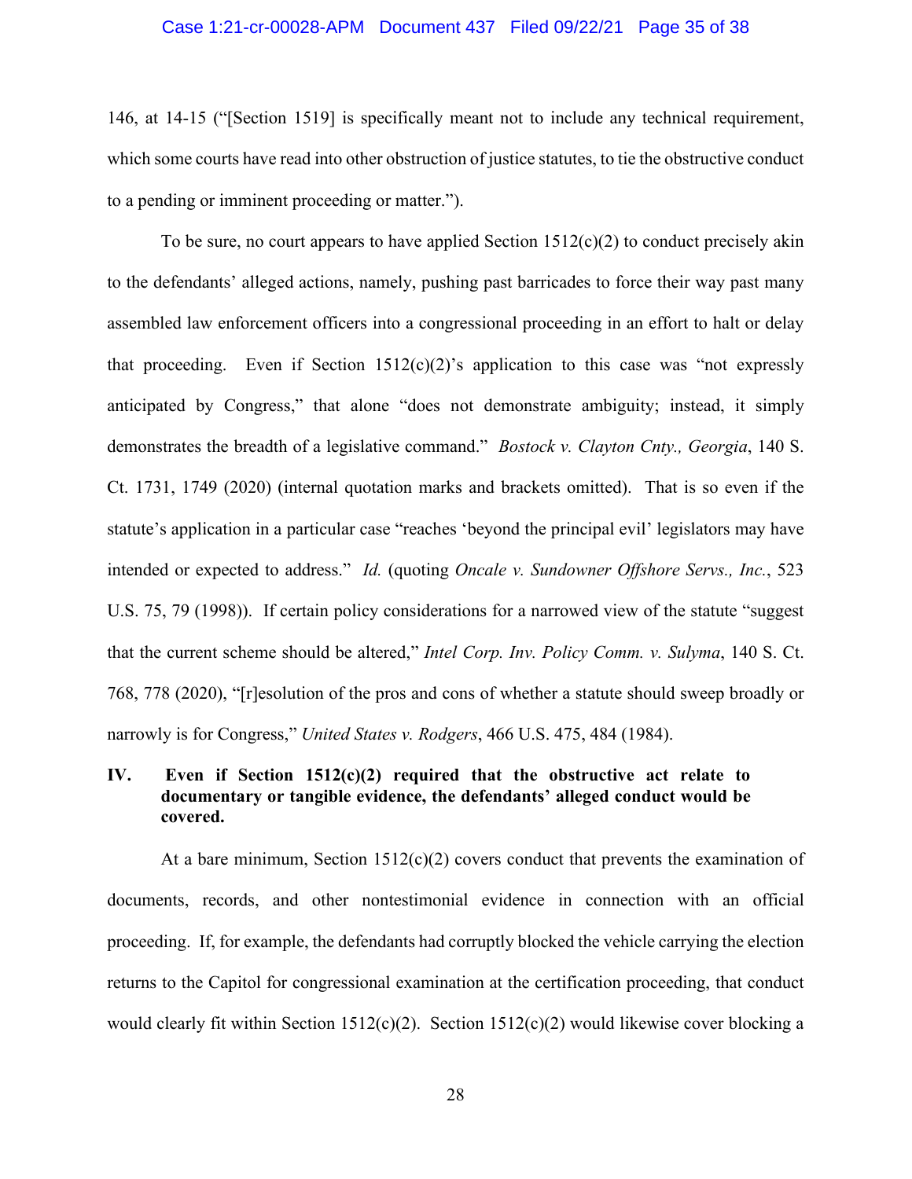146, at 14-15 ("[Section 1519] is specifically meant not to include any technical requirement, which some courts have read into other obstruction of justice statutes, to tie the obstructive conduct to a pending or imminent proceeding or matter.").

To be sure, no court appears to have applied Section 1512(c)(2) to conduct precisely akin to the defendants' alleged actions, namely, pushing past barricades to force their way past many assembled law enforcement officers into a congressional proceeding in an effort to halt or delay that proceeding. Even if Section 1512(c)(2)'s application to this case was "not expressly anticipated by Congress," that alone "does not demonstrate ambiguity; instead, it simply demonstrates the breadth of a legislative command." *Bostock v. Clayton Cnty., Georgia*, 140 S. Ct. 1731, 1749 (2020) (internal quotation marks and brackets omitted). That is so even if the statute's application in a particular case "reaches 'beyond the principal evil' legislators may have intended or expected to address." *Id.* (quoting *Oncale v. Sundowner Offshore Servs., Inc.*, 523 U.S. 75, 79 (1998)). If certain policy considerations for a narrowed view of the statute "suggest that the current scheme should be altered," *Intel Corp. Inv. Policy Comm. v. Sulyma*, 140 S. Ct. 768, 778 (2020), "[r]esolution of the pros and cons of whether a statute should sweep broadly or narrowly is for Congress," *United States v. Rodgers*, 466 U.S. 475, 484 (1984).

## IV. Even if Section 1512(c)(2) required that the obstructive act relate to documentary or tangible evidence, the defendants' alleged conduct would be covered.

At a bare minimum, Section 1512(c)(2) covers conduct that prevents the examination of documents, records, and other nontestimonial evidence in connection with an official proceeding. If, for example, the defendants had corruptly blocked the vehicle carrying the election returns to the Capitol for congressional examination at the certification proceeding, that conduct would clearly fit within Section 1512(c)(2). Section 1512(c)(2) would likewise cover blocking a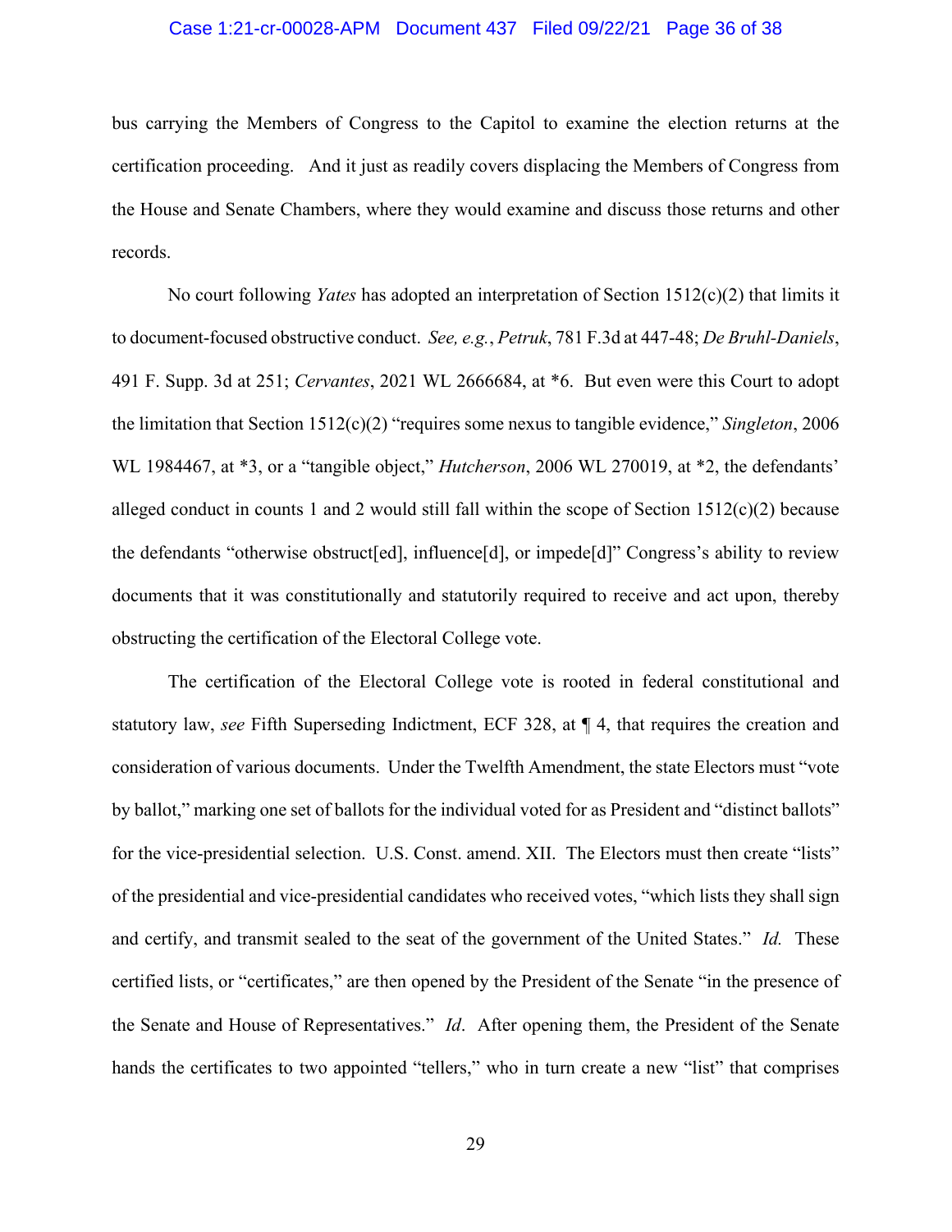bus carrying the Members of Congress to the Capitol to examine the election returns at the certification proceeding. And it just as readily covers displacing the Members of Congress from the House and Senate Chambers, where they would examine and discuss those returns and other records.

No court following *Yates* has adopted an interpretation of Section 1512(c)(2) that limits it to document-focused obstructive conduct. *See, e.g.*, *Petruk*, 781 F.3d at 447-48; *De Bruhl-Daniels*, 491 F. Supp. 3d at 251; *Cervantes*, 2021 WL 2666684, at *6. But even were this Court to adopt the limitation that Section 1512(c)(2) "requires some nexus to tangible evidence," *Singleton*, 2006 WL 1984467, at *3, or a "tangible object," *Hutcherson*, 2006 WL 270019, at *2, the defendants' alleged conduct in counts 1 and 2 would still fall within the scope of Section 1512(c)(2) because the defendants "otherwise obstruct[ed], influence[d], or impede[d]" Congress's ability to review documents that it was constitutionally and statutorily required to receive and act upon, thereby obstructing the certification of the Electoral College vote.

The certification of the Electoral College vote is rooted in federal constitutional and statutory law, *see* Fifth Superseding Indictment, ECF 328, at ¶ 4, that requires the creation and consideration of various documents. Under the Twelfth Amendment, the state Electors must "vote by ballot," marking one set of ballots for the individual voted for as President and "distinct ballots" for the vice-presidential selection. U.S. Const. amend. XII. The Electors must then create "lists" of the presidential and vice-presidential candidates who received votes, "which lists they shall sign and certify, and transmit sealed to the seat of the government of the United States." *Id.* These certified lists, or "certificates," are then opened by the President of the Senate "in the presence of the Senate and House of Representatives." *Id*. After opening them, the President of the Senate hands the certificates to two appointed "tellers," who in turn create a new "list" that comprises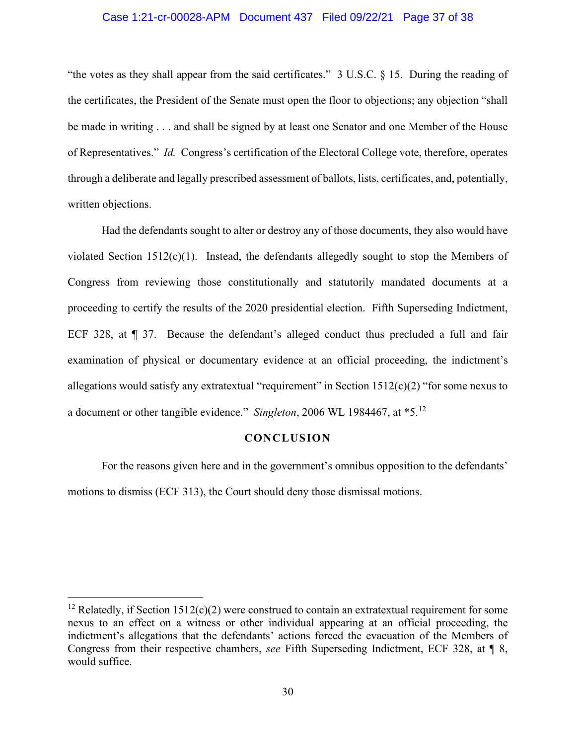"the votes as they shall appear from the said certificates." 3 U.S.C. § 15. During the reading of the certificates, the President of the Senate must open the floor to objections; any objection "shall be made in writing . . . and shall be signed by at least one Senator and one Member of the House of Representatives." *Id.* Congress's certification of the Electoral College vote, therefore, operates through a deliberate and legally prescribed assessment of ballots, lists, certificates, and, potentially, written objections.

Had the defendants sought to alter or destroy any of those documents, they also would have violated Section 1512(c)(1). Instead, the defendants allegedly sought to stop the Members of Congress from reviewing those constitutionally and statutorily mandated documents at a proceeding to certify the results of the 2020 presidential election. Fifth Superseding Indictment, ECF 328, at ¶ 37. Because the defendant's alleged conduct thus precluded a full and fair examination of physical or documentary evidence at an official proceeding, the indictment's allegations would satisfy any extratextual "requirement" in Section 1512(c)(2) "for some nexus to a document or other tangible evidence." *Singleton*, 2006 WL 1984467, at *5.[12]

## CONCLUSION

For the reasons given here and in the government's omnibus opposition to the defendants' motions to dismiss (ECF 313), the Court should deny those dismissal motions.

---

[12] Relatedly, if Section 1512(c)(2) were construed to contain an extratextual requirement for some nexus to an effect on a witness or other individual appearing at an official proceeding, the indictment's allegations that the defendants' actions forced the evacuation of the Members of Congress from their respective chambers, *see* Fifth Superseding Indictment, ECF 328, at ¶ 8, would suffice.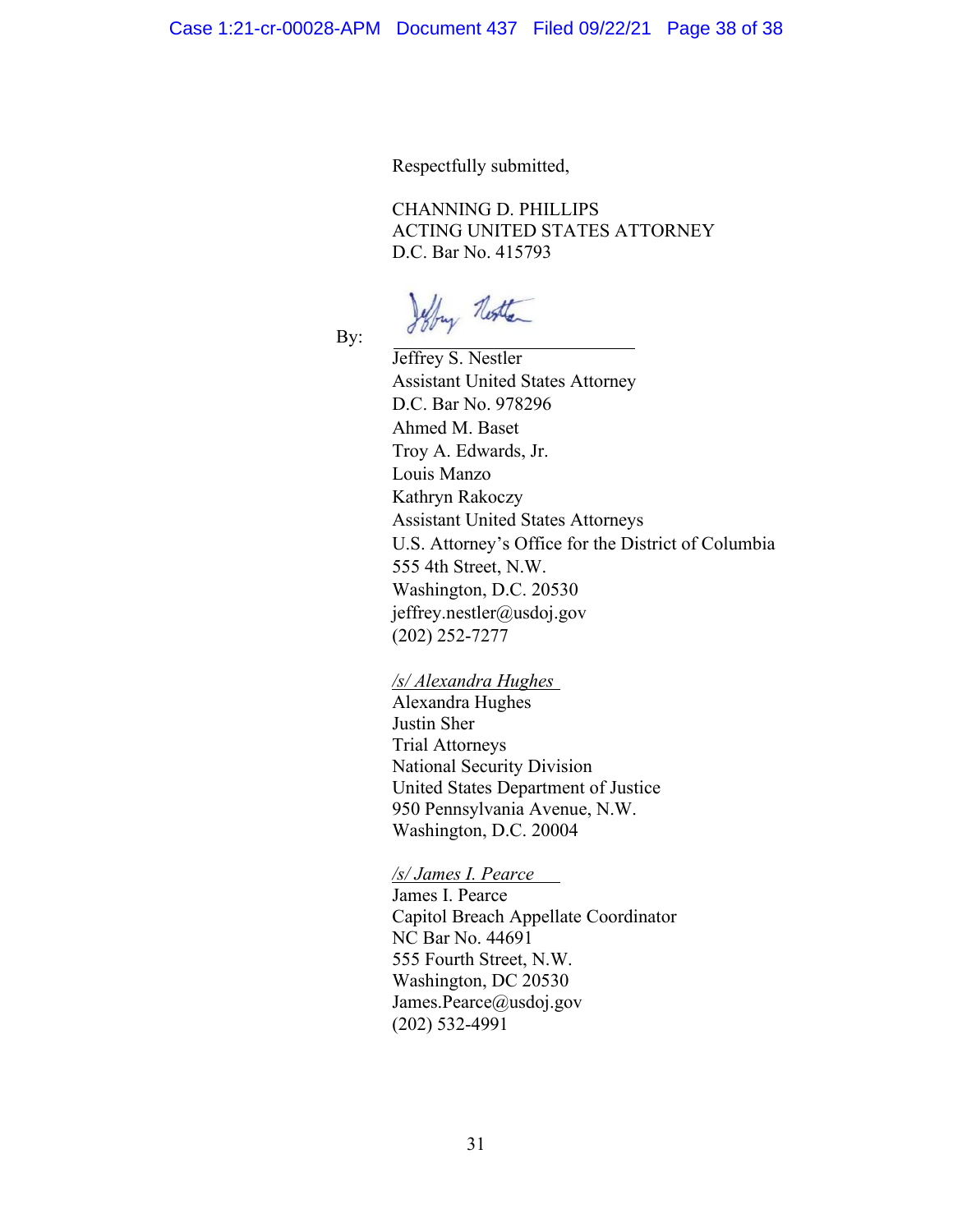Respectfully submitted,

CHANNING D. PHILLIPS
ACTING UNITED STATES ATTORNEY
D.C. Bar No. 415793

By: ______________________________
Jeffrey S. Nestler
Assistant United States Attorney
D.C. Bar No. 978296
Ahmed M. Baset
Troy A. Edwards, Jr.
Louis Manzo
Kathryn Rakoczy
Assistant United States Attorneys
U.S. Attorney's Office for the District of Columbia
555 4th Street, N.W.
Washington, D.C. 20530
jeffrey.nestler@usdoj.gov
(202) 252-7277

*/s/ Alexandra Hughes*
Alexandra Hughes
Justin Sher
Trial Attorneys
National Security Division
United States Department of Justice
950 Pennsylvania Avenue, N.W.
Washington, D.C. 20004

*/s/ James I. Pearce*
James I. Pearce
Capitol Breach Appellate Coordinator
NC Bar No. 44691
555 Fourth Street, N.W.
Washington, DC 20530
James.Pearce@usdoj.gov
(202) 532-4991